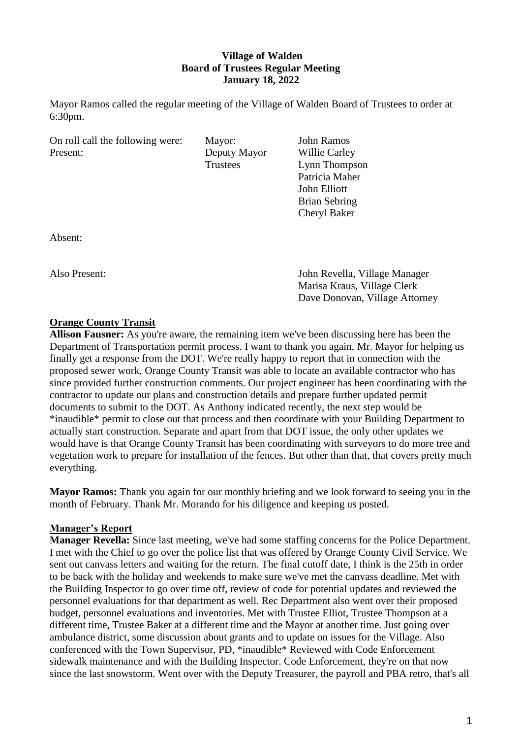**Village of Walden**
**Board of Trustees Regular Meeting**
**January 18, 2022**

Mayor Ramos called the regular meeting of the Village of Walden Board of Trustees to order at 6:30pm.

| On roll call the following were: | Mayor: | John Ramos |
|---|---|---|
| Present: | Deputy Mayor | Willie Carley |
| | Trustees | Lynn Thompson |
| | | Patricia Maher |
| | | John Elliott |
| | | Brian Sebring |
| | | Cheryl Baker |

Absent:

Also Present: John Revella, Village Manager
Marisa Kraus, Village Clerk
Dave Donovan, Village Attorney

**Orange County Transit**

**Allison Fausner:** As you're aware, the remaining item we've been discussing here has been the Department of Transportation permit process. I want to thank you again, Mr. Mayor for helping us finally get a response from the DOT. We're really happy to report that in connection with the proposed sewer work, Orange County Transit was able to locate an available contractor who has since provided further construction comments. Our project engineer has been coordinating with the contractor to update our plans and construction details and prepare further updated permit documents to submit to the DOT. As Anthony indicated recently, the next step would be *inaudible* permit to close out that process and then coordinate with your Building Department to actually start construction. Separate and apart from that DOT issue, the only other updates we would have is that Orange County Transit has been coordinating with surveyors to do more tree and vegetation work to prepare for installation of the fences. But other than that, that covers pretty much everything.

**Mayor Ramos:** Thank you again for our monthly briefing and we look forward to seeing you in the month of February. Thank Mr. Morando for his diligence and keeping us posted.

**Manager's Report**

**Manager Revella:** Since last meeting, we've had some staffing concerns for the Police Department. I met with the Chief to go over the police list that was offered by Orange County Civil Service. We sent out canvass letters and waiting for the return. The final cutoff date, I think is the 25th in order to be back with the holiday and weekends to make sure we've met the canvass deadline. Met with the Building Inspector to go over time off, review of code for potential updates and reviewed the personnel evaluations for that department as well. Rec Department also went over their proposed budget, personnel evaluations and inventories. Met with Trustee Elliot, Trustee Thompson at a different time, Trustee Baker at a different time and the Mayor at another time. Just going over ambulance district, some discussion about grants and to update on issues for the Village. Also conferenced with the Town Supervisor, PD, *inaudible* Reviewed with Code Enforcement sidewalk maintenance and with the Building Inspector. Code Enforcement, they're on that now since the last snowstorm. Went over with the Deputy Treasurer, the payroll and PBA retro, that's all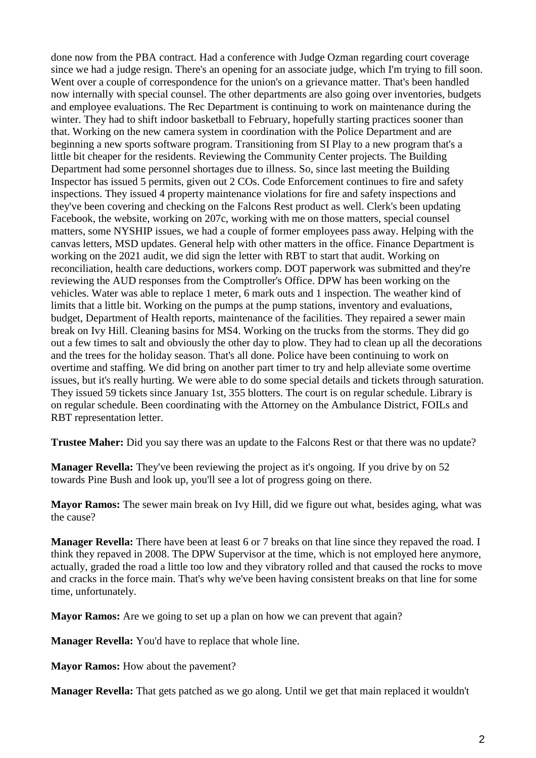done now from the PBA contract. Had a conference with Judge Ozman regarding court coverage since we had a judge resign. There's an opening for an associate judge, which I'm trying to fill soon. Went over a couple of correspondence for the union's on a grievance matter. That's been handled now internally with special counsel. The other departments are also going over inventories, budgets and employee evaluations. The Rec Department is continuing to work on maintenance during the winter. They had to shift indoor basketball to February, hopefully starting practices sooner than that. Working on the new camera system in coordination with the Police Department and are beginning a new sports software program. Transitioning from SI Play to a new program that's a little bit cheaper for the residents. Reviewing the Community Center projects. The Building Department had some personnel shortages due to illness. So, since last meeting the Building Inspector has issued 5 permits, given out 2 COs. Code Enforcement continues to fire and safety inspections. They issued 4 property maintenance violations for fire and safety inspections and they've been covering and checking on the Falcons Rest product as well. Clerk's been updating Facebook, the website, working on 207c, working with me on those matters, special counsel matters, some NYSHIP issues, we had a couple of former employees pass away. Helping with the canvas letters, MSD updates. General help with other matters in the office. Finance Department is working on the 2021 audit, we did sign the letter with RBT to start that audit. Working on reconciliation, health care deductions, workers comp. DOT paperwork was submitted and they're reviewing the AUD responses from the Comptroller's Office. DPW has been working on the vehicles. Water was able to replace 1 meter, 6 mark outs and 1 inspection. The weather kind of limits that a little bit. Working on the pumps at the pump stations, inventory and evaluations, budget, Department of Health reports, maintenance of the facilities. They repaired a sewer main break on Ivy Hill. Cleaning basins for MS4. Working on the trucks from the storms. They did go out a few times to salt and obviously the other day to plow. They had to clean up all the decorations and the trees for the holiday season. That's all done. Police have been continuing to work on overtime and staffing. We did bring on another part timer to try and help alleviate some overtime issues, but it's really hurting. We were able to do some special details and tickets through saturation. They issued 59 tickets since January 1st, 355 blotters. The court is on regular schedule. Library is on regular schedule. Been coordinating with the Attorney on the Ambulance District, FOILs and RBT representation letter.

**Trustee Maher:** Did you say there was an update to the Falcons Rest or that there was no update?

**Manager Revella:** They've been reviewing the project as it's ongoing. If you drive by on 52 towards Pine Bush and look up, you'll see a lot of progress going on there.

**Mayor Ramos:** The sewer main break on Ivy Hill, did we figure out what, besides aging, what was the cause?

**Manager Revella:** There have been at least 6 or 7 breaks on that line since they repaved the road. I think they repaved in 2008. The DPW Supervisor at the time, which is not employed here anymore, actually, graded the road a little too low and they vibratory rolled and that caused the rocks to move and cracks in the force main. That's why we've been having consistent breaks on that line for some time, unfortunately.

**Mayor Ramos:** Are we going to set up a plan on how we can prevent that again?

**Manager Revella:** You'd have to replace that whole line.

**Mayor Ramos:** How about the pavement?

**Manager Revella:** That gets patched as we go along. Until we get that main replaced it wouldn't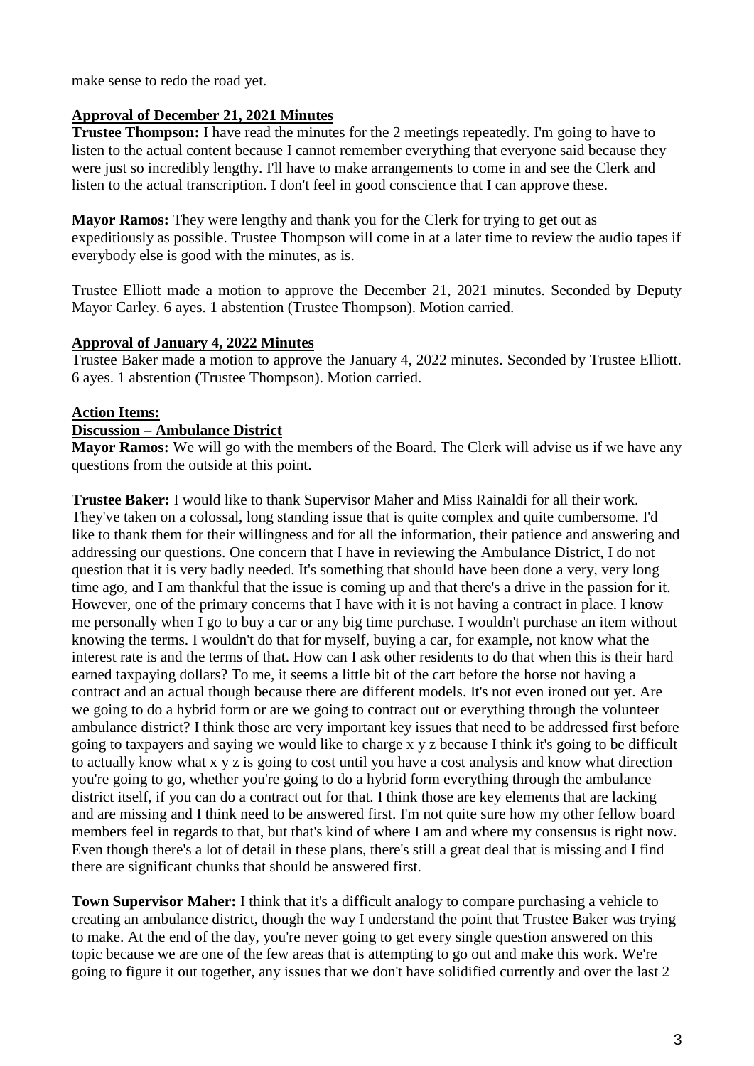make sense to redo the road yet.

**Approval of December 21, 2021 Minutes**

**Trustee Thompson:** I have read the minutes for the 2 meetings repeatedly. I'm going to have to listen to the actual content because I cannot remember everything that everyone said because they were just so incredibly lengthy. I'll have to make arrangements to come in and see the Clerk and listen to the actual transcription. I don't feel in good conscience that I can approve these.

**Mayor Ramos:** They were lengthy and thank you for the Clerk for trying to get out as expeditiously as possible. Trustee Thompson will come in at a later time to review the audio tapes if everybody else is good with the minutes, as is.

Trustee Elliott made a motion to approve the December 21, 2021 minutes. Seconded by Deputy Mayor Carley. 6 ayes. 1 abstention (Trustee Thompson). Motion carried.

**Approval of January 4, 2022 Minutes**

Trustee Baker made a motion to approve the January 4, 2022 minutes. Seconded by Trustee Elliott. 6 ayes. 1 abstention (Trustee Thompson). Motion carried.

**Action Items:**

**Discussion – Ambulance District**

**Mayor Ramos:** We will go with the members of the Board. The Clerk will advise us if we have any questions from the outside at this point.

**Trustee Baker:** I would like to thank Supervisor Maher and Miss Rainaldi for all their work. They've taken on a colossal, long standing issue that is quite complex and quite cumbersome. I'd like to thank them for their willingness and for all the information, their patience and answering and addressing our questions. One concern that I have in reviewing the Ambulance District, I do not question that it is very badly needed. It's something that should have been done a very, very long time ago, and I am thankful that the issue is coming up and that there's a drive in the passion for it. However, one of the primary concerns that I have with it is not having a contract in place. I know me personally when I go to buy a car or any big time purchase. I wouldn't purchase an item without knowing the terms. I wouldn't do that for myself, buying a car, for example, not know what the interest rate is and the terms of that. How can I ask other residents to do that when this is their hard earned taxpaying dollars? To me, it seems a little bit of the cart before the horse not having a contract and an actual though because there are different models. It's not even ironed out yet. Are we going to do a hybrid form or are we going to contract out or everything through the volunteer ambulance district? I think those are very important key issues that need to be addressed first before going to taxpayers and saying we would like to charge x y z because I think it's going to be difficult to actually know what x y z is going to cost until you have a cost analysis and know what direction you're going to go, whether you're going to do a hybrid form everything through the ambulance district itself, if you can do a contract out for that. I think those are key elements that are lacking and are missing and I think need to be answered first. I'm not quite sure how my other fellow board members feel in regards to that, but that's kind of where I am and where my consensus is right now. Even though there's a lot of detail in these plans, there's still a great deal that is missing and I find there are significant chunks that should be answered first.

**Town Supervisor Maher:** I think that it's a difficult analogy to compare purchasing a vehicle to creating an ambulance district, though the way I understand the point that Trustee Baker was trying to make. At the end of the day, you're never going to get every single question answered on this topic because we are one of the few areas that is attempting to go out and make this work. We're going to figure it out together, any issues that we don't have solidified currently and over the last 2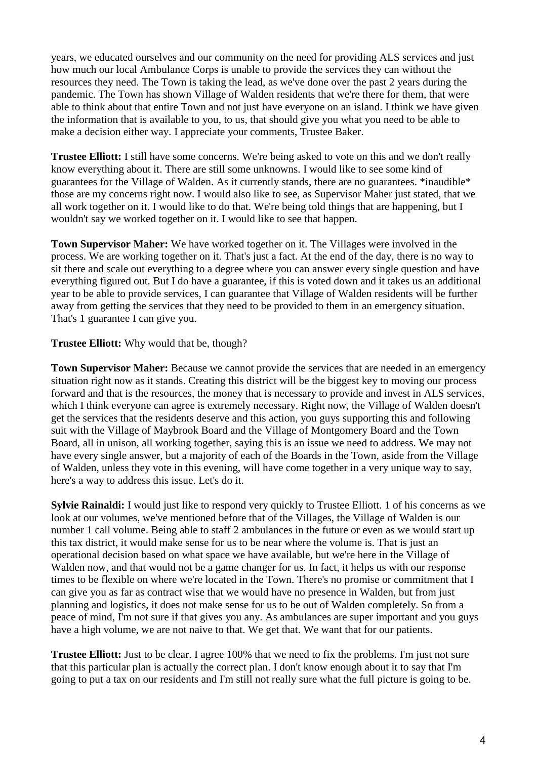years, we educated ourselves and our community on the need for providing ALS services and just how much our local Ambulance Corps is unable to provide the services they can without the resources they need. The Town is taking the lead, as we've done over the past 2 years during the pandemic. The Town has shown Village of Walden residents that we're there for them, that were able to think about that entire Town and not just have everyone on an island. I think we have given the information that is available to you, to us, that should give you what you need to be able to make a decision either way. I appreciate your comments, Trustee Baker.

**Trustee Elliott:** I still have some concerns. We're being asked to vote on this and we don't really know everything about it. There are still some unknowns. I would like to see some kind of guarantees for the Village of Walden. As it currently stands, there are no guarantees. *inaudible* those are my concerns right now. I would also like to see, as Supervisor Maher just stated, that we all work together on it. I would like to do that. We're being told things that are happening, but I wouldn't say we worked together on it. I would like to see that happen.

**Town Supervisor Maher:** We have worked together on it. The Villages were involved in the process. We are working together on it. That's just a fact. At the end of the day, there is no way to sit there and scale out everything to a degree where you can answer every single question and have everything figured out. But I do have a guarantee, if this is voted down and it takes us an additional year to be able to provide services, I can guarantee that Village of Walden residents will be further away from getting the services that they need to be provided to them in an emergency situation. That's 1 guarantee I can give you.

**Trustee Elliott:** Why would that be, though?

**Town Supervisor Maher:** Because we cannot provide the services that are needed in an emergency situation right now as it stands. Creating this district will be the biggest key to moving our process forward and that is the resources, the money that is necessary to provide and invest in ALS services, which I think everyone can agree is extremely necessary. Right now, the Village of Walden doesn't get the services that the residents deserve and this action, you guys supporting this and following suit with the Village of Maybrook Board and the Village of Montgomery Board and the Town Board, all in unison, all working together, saying this is an issue we need to address. We may not have every single answer, but a majority of each of the Boards in the Town, aside from the Village of Walden, unless they vote in this evening, will have come together in a very unique way to say, here's a way to address this issue. Let's do it.

**Sylvie Rainaldi:** I would just like to respond very quickly to Trustee Elliott. 1 of his concerns as we look at our volumes, we've mentioned before that of the Villages, the Village of Walden is our number 1 call volume. Being able to staff 2 ambulances in the future or even as we would start up this tax district, it would make sense for us to be near where the volume is. That is just an operational decision based on what space we have available, but we're here in the Village of Walden now, and that would not be a game changer for us. In fact, it helps us with our response times to be flexible on where we're located in the Town. There's no promise or commitment that I can give you as far as contract wise that we would have no presence in Walden, but from just planning and logistics, it does not make sense for us to be out of Walden completely. So from a peace of mind, I'm not sure if that gives you any. As ambulances are super important and you guys have a high volume, we are not naive to that. We get that. We want that for our patients.

**Trustee Elliott:** Just to be clear. I agree 100% that we need to fix the problems. I'm just not sure that this particular plan is actually the correct plan. I don't know enough about it to say that I'm going to put a tax on our residents and I'm still not really sure what the full picture is going to be.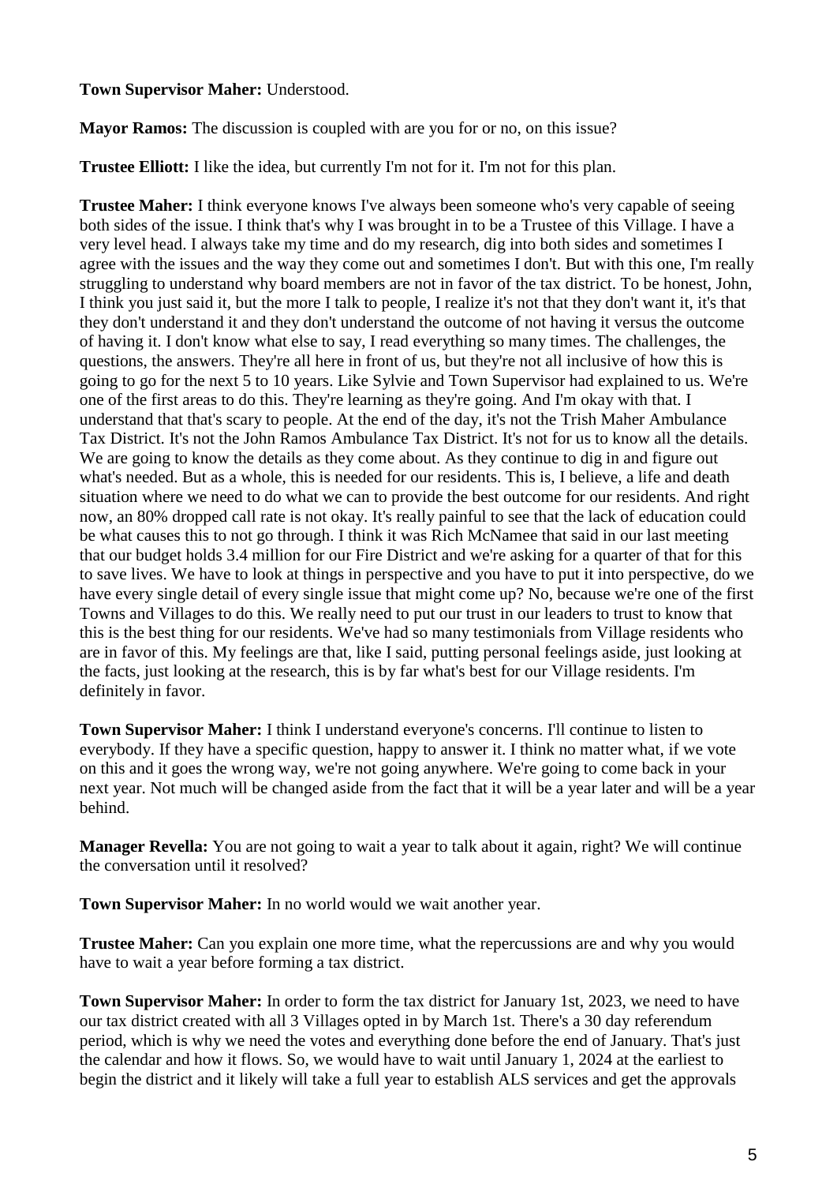**Town Supervisor Maher:** Understood.

**Mayor Ramos:** The discussion is coupled with are you for or no, on this issue?

**Trustee Elliott:** I like the idea, but currently I'm not for it. I'm not for this plan.

**Trustee Maher:** I think everyone knows I've always been someone who's very capable of seeing both sides of the issue. I think that's why I was brought in to be a Trustee of this Village. I have a very level head. I always take my time and do my research, dig into both sides and sometimes I agree with the issues and the way they come out and sometimes I don't. But with this one, I'm really struggling to understand why board members are not in favor of the tax district. To be honest, John, I think you just said it, but the more I talk to people, I realize it's not that they don't want it, it's that they don't understand it and they don't understand the outcome of not having it versus the outcome of having it. I don't know what else to say, I read everything so many times. The challenges, the questions, the answers. They're all here in front of us, but they're not all inclusive of how this is going to go for the next 5 to 10 years. Like Sylvie and Town Supervisor had explained to us. We're one of the first areas to do this. They're learning as they're going. And I'm okay with that. I understand that that's scary to people. At the end of the day, it's not the Trish Maher Ambulance Tax District. It's not the John Ramos Ambulance Tax District. It's not for us to know all the details. We are going to know the details as they come about. As they continue to dig in and figure out what's needed. But as a whole, this is needed for our residents. This is, I believe, a life and death situation where we need to do what we can to provide the best outcome for our residents. And right now, an 80% dropped call rate is not okay. It's really painful to see that the lack of education could be what causes this to not go through. I think it was Rich McNamee that said in our last meeting that our budget holds 3.4 million for our Fire District and we're asking for a quarter of that for this to save lives. We have to look at things in perspective and you have to put it into perspective, do we have every single detail of every single issue that might come up? No, because we're one of the first Towns and Villages to do this. We really need to put our trust in our leaders to trust to know that this is the best thing for our residents. We've had so many testimonials from Village residents who are in favor of this. My feelings are that, like I said, putting personal feelings aside, just looking at the facts, just looking at the research, this is by far what's best for our Village residents. I'm definitely in favor.

**Town Supervisor Maher:** I think I understand everyone's concerns. I'll continue to listen to everybody. If they have a specific question, happy to answer it. I think no matter what, if we vote on this and it goes the wrong way, we're not going anywhere. We're going to come back in your next year. Not much will be changed aside from the fact that it will be a year later and will be a year behind.

**Manager Revella:** You are not going to wait a year to talk about it again, right? We will continue the conversation until it resolved?

**Town Supervisor Maher:** In no world would we wait another year.

**Trustee Maher:** Can you explain one more time, what the repercussions are and why you would have to wait a year before forming a tax district.

**Town Supervisor Maher:** In order to form the tax district for January 1st, 2023, we need to have our tax district created with all 3 Villages opted in by March 1st. There's a 30 day referendum period, which is why we need the votes and everything done before the end of January. That's just the calendar and how it flows. So, we would have to wait until January 1, 2024 at the earliest to begin the district and it likely will take a full year to establish ALS services and get the approvals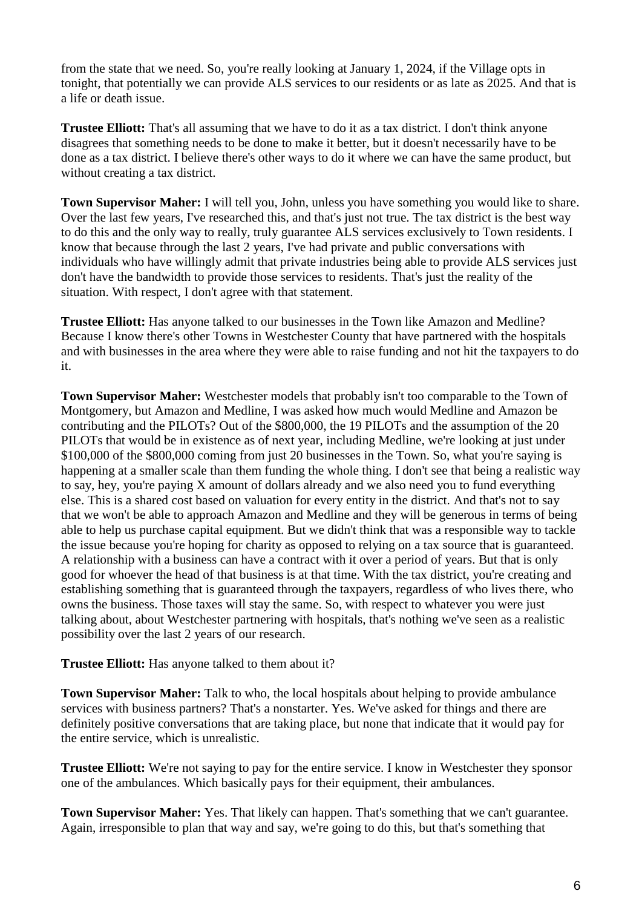from the state that we need. So, you're really looking at January 1, 2024, if the Village opts in tonight, that potentially we can provide ALS services to our residents or as late as 2025. And that is a life or death issue.

**Trustee Elliott:** That's all assuming that we have to do it as a tax district. I don't think anyone disagrees that something needs to be done to make it better, but it doesn't necessarily have to be done as a tax district. I believe there's other ways to do it where we can have the same product, but without creating a tax district.

**Town Supervisor Maher:** I will tell you, John, unless you have something you would like to share. Over the last few years, I've researched this, and that's just not true. The tax district is the best way to do this and the only way to really, truly guarantee ALS services exclusively to Town residents. I know that because through the last 2 years, I've had private and public conversations with individuals who have willingly admit that private industries being able to provide ALS services just don't have the bandwidth to provide those services to residents. That's just the reality of the situation. With respect, I don't agree with that statement.

**Trustee Elliott:** Has anyone talked to our businesses in the Town like Amazon and Medline? Because I know there's other Towns in Westchester County that have partnered with the hospitals and with businesses in the area where they were able to raise funding and not hit the taxpayers to do it.

**Town Supervisor Maher:** Westchester models that probably isn't too comparable to the Town of Montgomery, but Amazon and Medline, I was asked how much would Medline and Amazon be contributing and the PILOTs? Out of the $800,000, the 19 PILOTs and the assumption of the 20 PILOTs that would be in existence as of next year, including Medline, we're looking at just under $100,000 of the $800,000 coming from just 20 businesses in the Town. So, what you're saying is happening at a smaller scale than them funding the whole thing. I don't see that being a realistic way to say, hey, you're paying X amount of dollars already and we also need you to fund everything else. This is a shared cost based on valuation for every entity in the district. And that's not to say that we won't be able to approach Amazon and Medline and they will be generous in terms of being able to help us purchase capital equipment. But we didn't think that was a responsible way to tackle the issue because you're hoping for charity as opposed to relying on a tax source that is guaranteed. A relationship with a business can have a contract with it over a period of years. But that is only good for whoever the head of that business is at that time. With the tax district, you're creating and establishing something that is guaranteed through the taxpayers, regardless of who lives there, who owns the business. Those taxes will stay the same. So, with respect to whatever you were just talking about, about Westchester partnering with hospitals, that's nothing we've seen as a realistic possibility over the last 2 years of our research.

**Trustee Elliott:** Has anyone talked to them about it?

**Town Supervisor Maher:** Talk to who, the local hospitals about helping to provide ambulance services with business partners? That's a nonstarter. Yes. We've asked for things and there are definitely positive conversations that are taking place, but none that indicate that it would pay for the entire service, which is unrealistic.

**Trustee Elliott:** We're not saying to pay for the entire service. I know in Westchester they sponsor one of the ambulances. Which basically pays for their equipment, their ambulances.

**Town Supervisor Maher:** Yes. That likely can happen. That's something that we can't guarantee. Again, irresponsible to plan that way and say, we're going to do this, but that's something that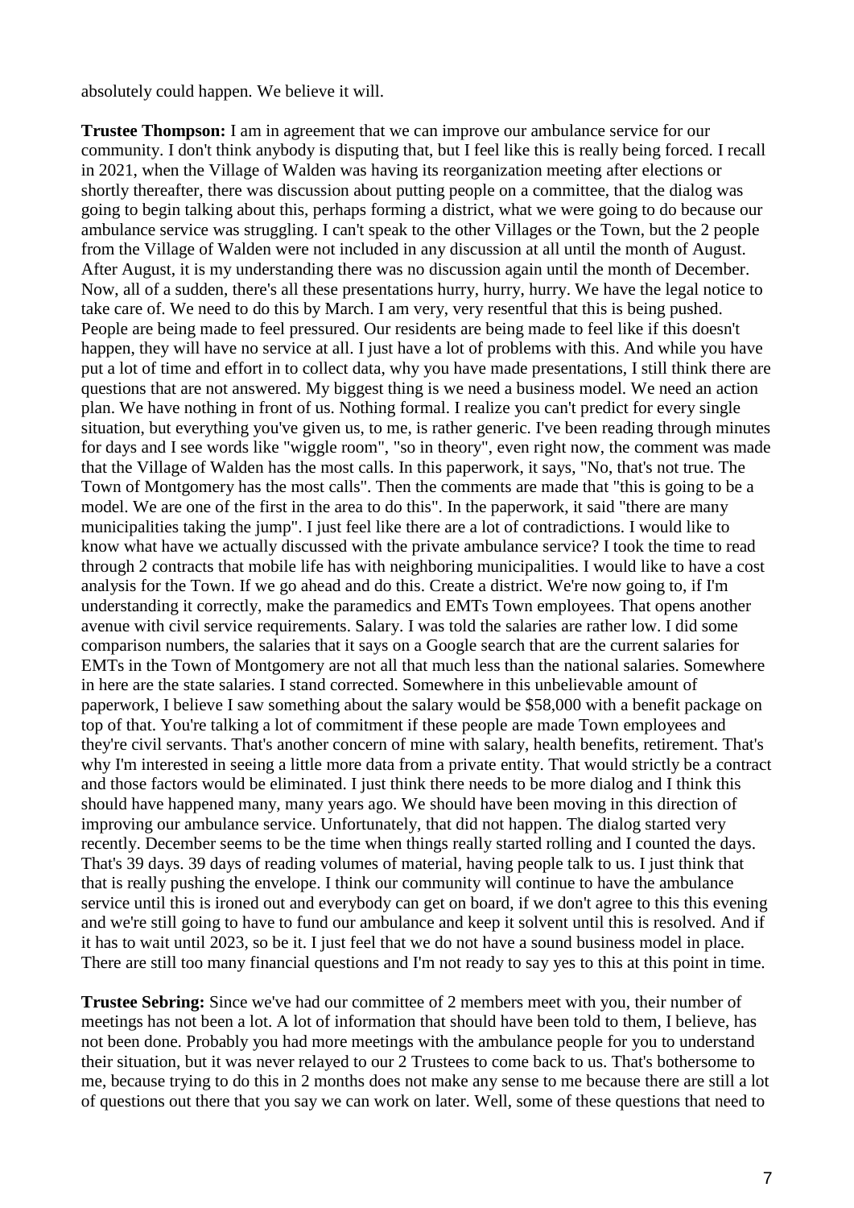absolutely could happen. We believe it will.

**Trustee Thompson:** I am in agreement that we can improve our ambulance service for our community. I don't think anybody is disputing that, but I feel like this is really being forced. I recall in 2021, when the Village of Walden was having its reorganization meeting after elections or shortly thereafter, there was discussion about putting people on a committee, that the dialog was going to begin talking about this, perhaps forming a district, what we were going to do because our ambulance service was struggling. I can't speak to the other Villages or the Town, but the 2 people from the Village of Walden were not included in any discussion at all until the month of August. After August, it is my understanding there was no discussion again until the month of December. Now, all of a sudden, there's all these presentations hurry, hurry, hurry. We have the legal notice to take care of. We need to do this by March. I am very, very resentful that this is being pushed. People are being made to feel pressured. Our residents are being made to feel like if this doesn't happen, they will have no service at all. I just have a lot of problems with this. And while you have put a lot of time and effort in to collect data, why you have made presentations, I still think there are questions that are not answered. My biggest thing is we need a business model. We need an action plan. We have nothing in front of us. Nothing formal. I realize you can't predict for every single situation, but everything you've given us, to me, is rather generic. I've been reading through minutes for days and I see words like "wiggle room", "so in theory", even right now, the comment was made that the Village of Walden has the most calls. In this paperwork, it says, "No, that's not true. The Town of Montgomery has the most calls". Then the comments are made that "this is going to be a model. We are one of the first in the area to do this". In the paperwork, it said "there are many municipalities taking the jump". I just feel like there are a lot of contradictions. I would like to know what have we actually discussed with the private ambulance service? I took the time to read through 2 contracts that mobile life has with neighboring municipalities. I would like to have a cost analysis for the Town. If we go ahead and do this. Create a district. We're now going to, if I'm understanding it correctly, make the paramedics and EMTs Town employees. That opens another avenue with civil service requirements. Salary. I was told the salaries are rather low. I did some comparison numbers, the salaries that it says on a Google search that are the current salaries for EMTs in the Town of Montgomery are not all that much less than the national salaries. Somewhere in here are the state salaries. I stand corrected. Somewhere in this unbelievable amount of paperwork, I believe I saw something about the salary would be $58,000 with a benefit package on top of that. You're talking a lot of commitment if these people are made Town employees and they're civil servants. That's another concern of mine with salary, health benefits, retirement. That's why I'm interested in seeing a little more data from a private entity. That would strictly be a contract and those factors would be eliminated. I just think there needs to be more dialog and I think this should have happened many, many years ago. We should have been moving in this direction of improving our ambulance service. Unfortunately, that did not happen. The dialog started very recently. December seems to be the time when things really started rolling and I counted the days. That's 39 days. 39 days of reading volumes of material, having people talk to us. I just think that that is really pushing the envelope. I think our community will continue to have the ambulance service until this is ironed out and everybody can get on board, if we don't agree to this this evening and we're still going to have to fund our ambulance and keep it solvent until this is resolved. And if it has to wait until 2023, so be it. I just feel that we do not have a sound business model in place. There are still too many financial questions and I'm not ready to say yes to this at this point in time.

**Trustee Sebring:** Since we've had our committee of 2 members meet with you, their number of meetings has not been a lot. A lot of information that should have been told to them, I believe, has not been done. Probably you had more meetings with the ambulance people for you to understand their situation, but it was never relayed to our 2 Trustees to come back to us. That's bothersome to me, because trying to do this in 2 months does not make any sense to me because there are still a lot of questions out there that you say we can work on later. Well, some of these questions that need to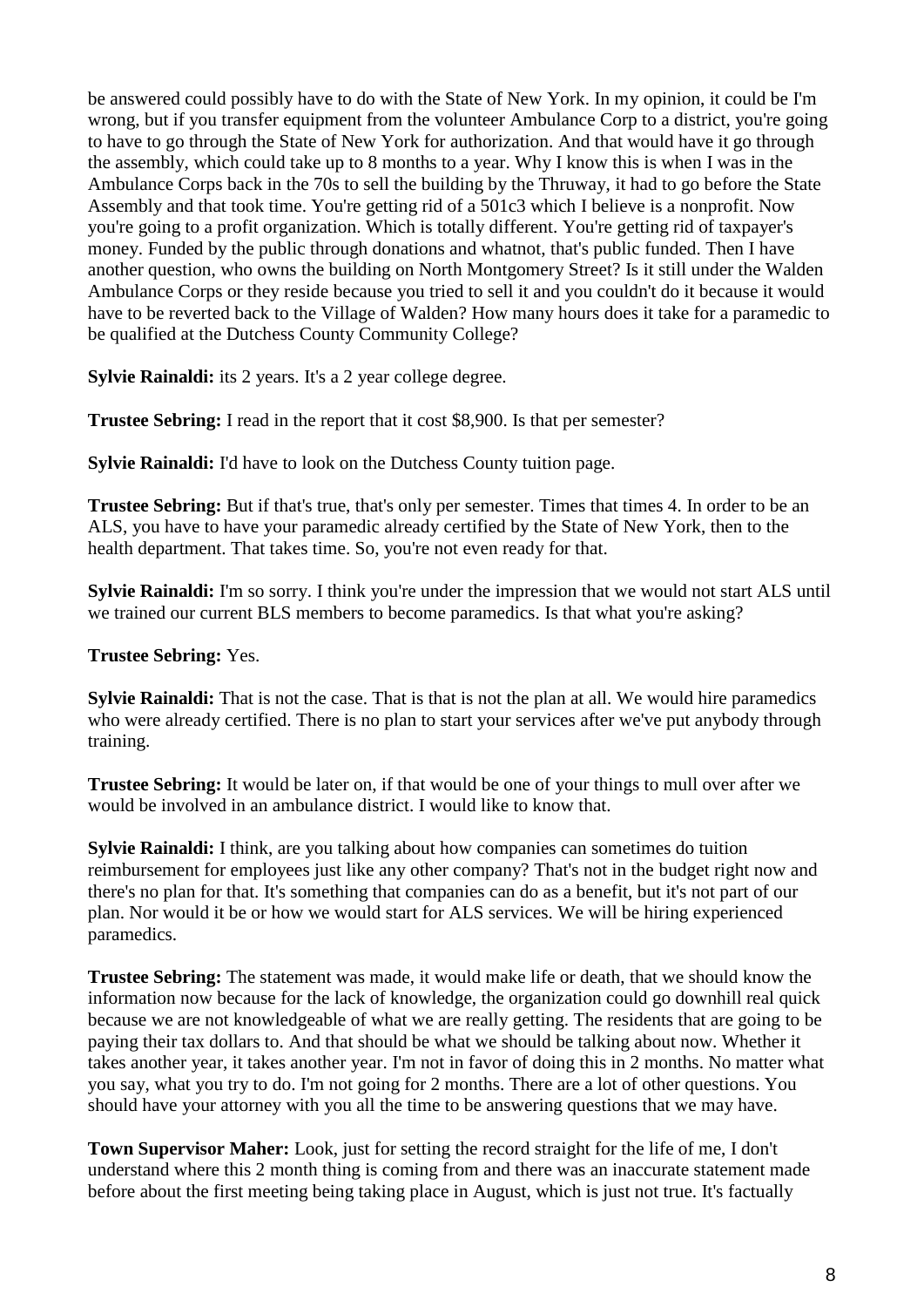be answered could possibly have to do with the State of New York. In my opinion, it could be I'm wrong, but if you transfer equipment from the volunteer Ambulance Corp to a district, you're going to have to go through the State of New York for authorization. And that would have it go through the assembly, which could take up to 8 months to a year. Why I know this is when I was in the Ambulance Corps back in the 70s to sell the building by the Thruway, it had to go before the State Assembly and that took time. You're getting rid of a 501c3 which I believe is a nonprofit. Now you're going to a profit organization. Which is totally different. You're getting rid of taxpayer's money. Funded by the public through donations and whatnot, that's public funded. Then I have another question, who owns the building on North Montgomery Street? Is it still under the Walden Ambulance Corps or they reside because you tried to sell it and you couldn't do it because it would have to be reverted back to the Village of Walden? How many hours does it take for a paramedic to be qualified at the Dutchess County Community College?

**Sylvie Rainaldi:** its 2 years. It's a 2 year college degree.

**Trustee Sebring:** I read in the report that it cost $8,900. Is that per semester?

**Sylvie Rainaldi:** I'd have to look on the Dutchess County tuition page.

**Trustee Sebring:** But if that's true, that's only per semester. Times that times 4. In order to be an ALS, you have to have your paramedic already certified by the State of New York, then to the health department. That takes time. So, you're not even ready for that.

**Sylvie Rainaldi:** I'm so sorry. I think you're under the impression that we would not start ALS until we trained our current BLS members to become paramedics. Is that what you're asking?

**Trustee Sebring:** Yes.

**Sylvie Rainaldi:** That is not the case. That is that is not the plan at all. We would hire paramedics who were already certified. There is no plan to start your services after we've put anybody through training.

**Trustee Sebring:** It would be later on, if that would be one of your things to mull over after we would be involved in an ambulance district. I would like to know that.

**Sylvie Rainaldi:** I think, are you talking about how companies can sometimes do tuition reimbursement for employees just like any other company? That's not in the budget right now and there's no plan for that. It's something that companies can do as a benefit, but it's not part of our plan. Nor would it be or how we would start for ALS services. We will be hiring experienced paramedics.

**Trustee Sebring:** The statement was made, it would make life or death, that we should know the information now because for the lack of knowledge, the organization could go downhill real quick because we are not knowledgeable of what we are really getting. The residents that are going to be paying their tax dollars to. And that should be what we should be talking about now. Whether it takes another year, it takes another year. I'm not in favor of doing this in 2 months. No matter what you say, what you try to do. I'm not going for 2 months. There are a lot of other questions. You should have your attorney with you all the time to be answering questions that we may have.

**Town Supervisor Maher:** Look, just for setting the record straight for the life of me, I don't understand where this 2 month thing is coming from and there was an inaccurate statement made before about the first meeting being taking place in August, which is just not true. It's factually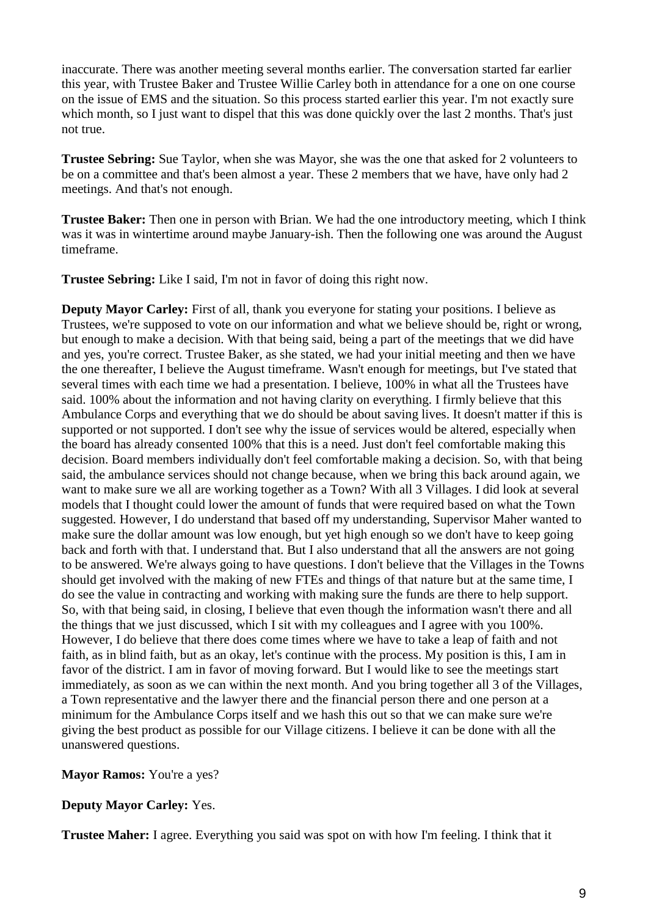inaccurate. There was another meeting several months earlier. The conversation started far earlier this year, with Trustee Baker and Trustee Willie Carley both in attendance for a one on one course on the issue of EMS and the situation. So this process started earlier this year. I'm not exactly sure which month, so I just want to dispel that this was done quickly over the last 2 months. That's just not true.

**Trustee Sebring:** Sue Taylor, when she was Mayor, she was the one that asked for 2 volunteers to be on a committee and that's been almost a year. These 2 members that we have, have only had 2 meetings. And that's not enough.

**Trustee Baker:** Then one in person with Brian. We had the one introductory meeting, which I think was it was in wintertime around maybe January-ish. Then the following one was around the August timeframe.

**Trustee Sebring:** Like I said, I'm not in favor of doing this right now.

**Deputy Mayor Carley:** First of all, thank you everyone for stating your positions. I believe as Trustees, we're supposed to vote on our information and what we believe should be, right or wrong, but enough to make a decision. With that being said, being a part of the meetings that we did have and yes, you're correct. Trustee Baker, as she stated, we had your initial meeting and then we have the one thereafter, I believe the August timeframe. Wasn't enough for meetings, but I've stated that several times with each time we had a presentation. I believe, 100% in what all the Trustees have said. 100% about the information and not having clarity on everything. I firmly believe that this Ambulance Corps and everything that we do should be about saving lives. It doesn't matter if this is supported or not supported. I don't see why the issue of services would be altered, especially when the board has already consented 100% that this is a need. Just don't feel comfortable making this decision. Board members individually don't feel comfortable making a decision. So, with that being said, the ambulance services should not change because, when we bring this back around again, we want to make sure we all are working together as a Town? With all 3 Villages. I did look at several models that I thought could lower the amount of funds that were required based on what the Town suggested. However, I do understand that based off my understanding, Supervisor Maher wanted to make sure the dollar amount was low enough, but yet high enough so we don't have to keep going back and forth with that. I understand that. But I also understand that all the answers are not going to be answered. We're always going to have questions. I don't believe that the Villages in the Towns should get involved with the making of new FTEs and things of that nature but at the same time, I do see the value in contracting and working with making sure the funds are there to help support. So, with that being said, in closing, I believe that even though the information wasn't there and all the things that we just discussed, which I sit with my colleagues and I agree with you 100%. However, I do believe that there does come times where we have to take a leap of faith and not faith, as in blind faith, but as an okay, let's continue with the process. My position is this, I am in favor of the district. I am in favor of moving forward. But I would like to see the meetings start immediately, as soon as we can within the next month. And you bring together all 3 of the Villages, a Town representative and the lawyer there and the financial person there and one person at a minimum for the Ambulance Corps itself and we hash this out so that we can make sure we're giving the best product as possible for our Village citizens. I believe it can be done with all the unanswered questions.

**Mayor Ramos:** You're a yes?

**Deputy Mayor Carley:** Yes.

**Trustee Maher:** I agree. Everything you said was spot on with how I'm feeling. I think that it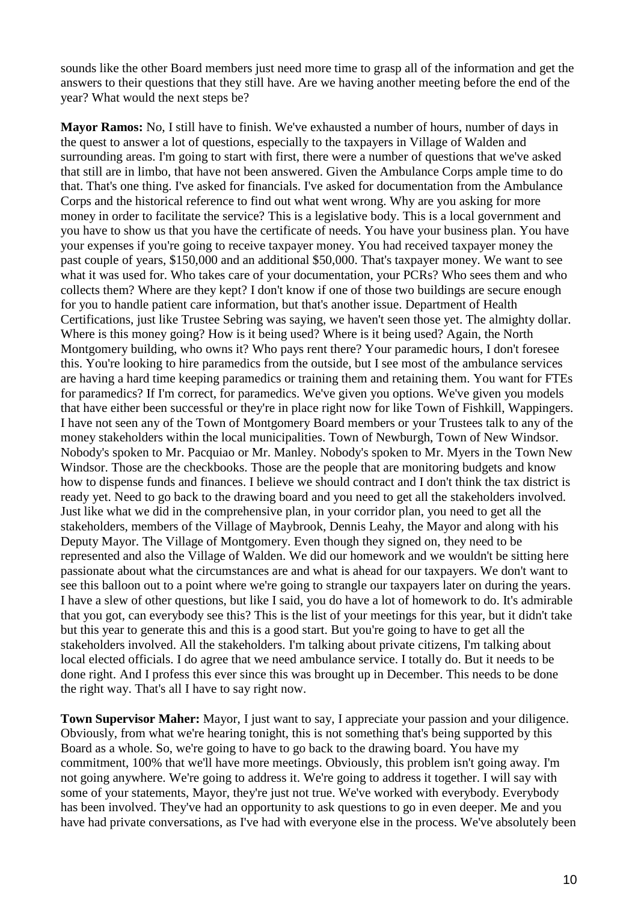sounds like the other Board members just need more time to grasp all of the information and get the answers to their questions that they still have. Are we having another meeting before the end of the year? What would the next steps be?

**Mayor Ramos:** No, I still have to finish. We've exhausted a number of hours, number of days in the quest to answer a lot of questions, especially to the taxpayers in Village of Walden and surrounding areas. I'm going to start with first, there were a number of questions that we've asked that still are in limbo, that have not been answered. Given the Ambulance Corps ample time to do that. That's one thing. I've asked for financials. I've asked for documentation from the Ambulance Corps and the historical reference to find out what went wrong. Why are you asking for more money in order to facilitate the service? This is a legislative body. This is a local government and you have to show us that you have the certificate of needs. You have your business plan. You have your expenses if you're going to receive taxpayer money. You had received taxpayer money the past couple of years, $150,000 and an additional $50,000. That's taxpayer money. We want to see what it was used for. Who takes care of your documentation, your PCRs? Who sees them and who collects them? Where are they kept? I don't know if one of those two buildings are secure enough for you to handle patient care information, but that's another issue. Department of Health Certifications, just like Trustee Sebring was saying, we haven't seen those yet. The almighty dollar. Where is this money going? How is it being used? Where is it being used? Again, the North Montgomery building, who owns it? Who pays rent there? Your paramedic hours, I don't foresee this. You're looking to hire paramedics from the outside, but I see most of the ambulance services are having a hard time keeping paramedics or training them and retaining them. You want for FTEs for paramedics? If I'm correct, for paramedics. We've given you options. We've given you models that have either been successful or they're in place right now for like Town of Fishkill, Wappingers. I have not seen any of the Town of Montgomery Board members or your Trustees talk to any of the money stakeholders within the local municipalities. Town of Newburgh, Town of New Windsor. Nobody's spoken to Mr. Pacquiao or Mr. Manley. Nobody's spoken to Mr. Myers in the Town New Windsor. Those are the checkbooks. Those are the people that are monitoring budgets and know how to dispense funds and finances. I believe we should contract and I don't think the tax district is ready yet. Need to go back to the drawing board and you need to get all the stakeholders involved. Just like what we did in the comprehensive plan, in your corridor plan, you need to get all the stakeholders, members of the Village of Maybrook, Dennis Leahy, the Mayor and along with his Deputy Mayor. The Village of Montgomery. Even though they signed on, they need to be represented and also the Village of Walden. We did our homework and we wouldn't be sitting here passionate about what the circumstances are and what is ahead for our taxpayers. We don't want to see this balloon out to a point where we're going to strangle our taxpayers later on during the years. I have a slew of other questions, but like I said, you do have a lot of homework to do. It's admirable that you got, can everybody see this? This is the list of your meetings for this year, but it didn't take but this year to generate this and this is a good start. But you're going to have to get all the stakeholders involved. All the stakeholders. I'm talking about private citizens, I'm talking about local elected officials. I do agree that we need ambulance service. I totally do. But it needs to be done right. And I profess this ever since this was brought up in December. This needs to be done the right way. That's all I have to say right now.

**Town Supervisor Maher:** Mayor, I just want to say, I appreciate your passion and your diligence. Obviously, from what we're hearing tonight, this is not something that's being supported by this Board as a whole. So, we're going to have to go back to the drawing board. You have my commitment, 100% that we'll have more meetings. Obviously, this problem isn't going away. I'm not going anywhere. We're going to address it. We're going to address it together. I will say with some of your statements, Mayor, they're just not true. We've worked with everybody. Everybody has been involved. They've had an opportunity to ask questions to go in even deeper. Me and you have had private conversations, as I've had with everyone else in the process. We've absolutely been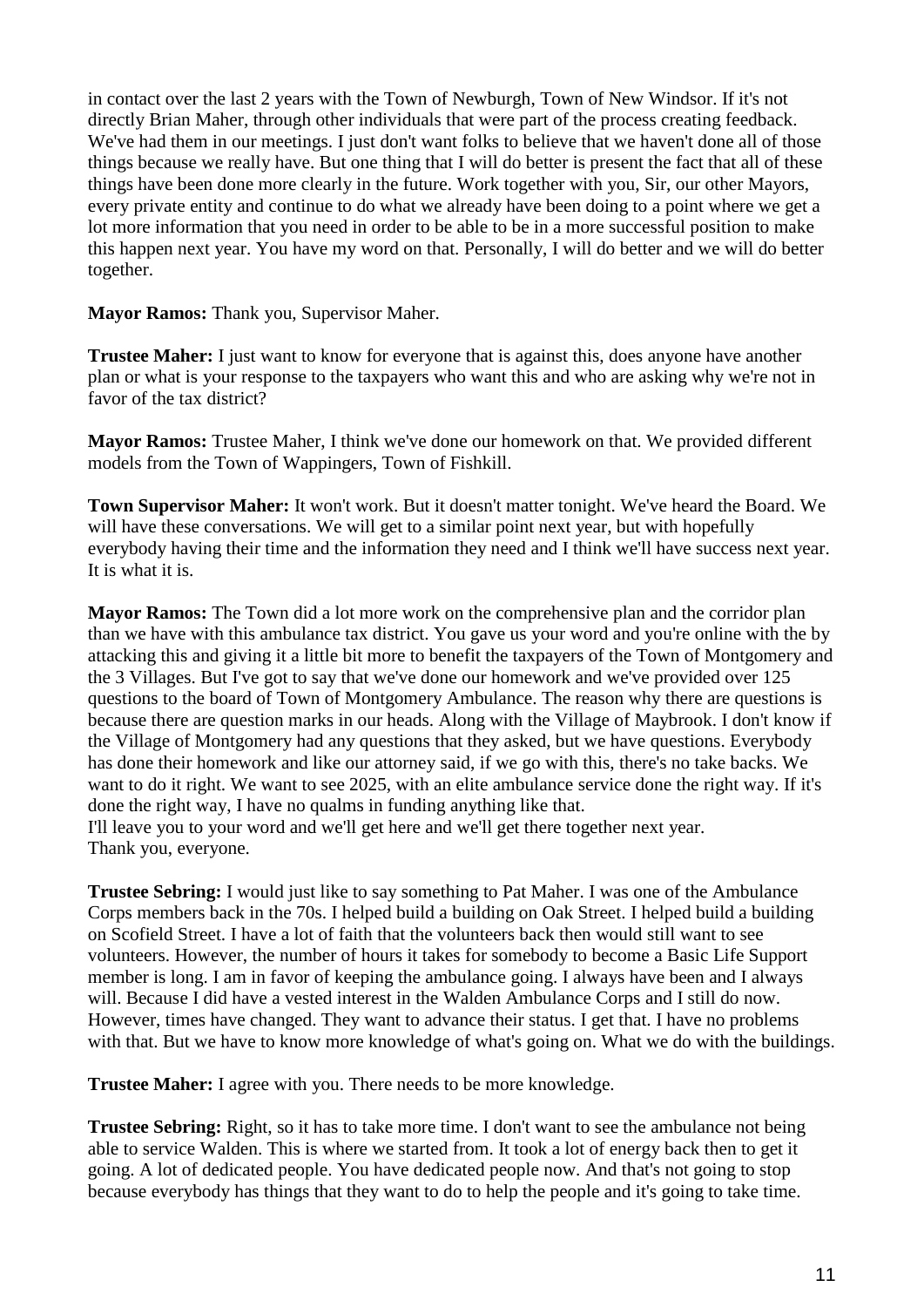in contact over the last 2 years with the Town of Newburgh, Town of New Windsor. If it's not directly Brian Maher, through other individuals that were part of the process creating feedback. We've had them in our meetings. I just don't want folks to believe that we haven't done all of those things because we really have. But one thing that I will do better is present the fact that all of these things have been done more clearly in the future. Work together with you, Sir, our other Mayors, every private entity and continue to do what we already have been doing to a point where we get a lot more information that you need in order to be able to be in a more successful position to make this happen next year. You have my word on that. Personally, I will do better and we will do better together.

**Mayor Ramos:** Thank you, Supervisor Maher.

**Trustee Maher:** I just want to know for everyone that is against this, does anyone have another plan or what is your response to the taxpayers who want this and who are asking why we're not in favor of the tax district?

**Mayor Ramos:** Trustee Maher, I think we've done our homework on that. We provided different models from the Town of Wappingers, Town of Fishkill.

**Town Supervisor Maher:** It won't work. But it doesn't matter tonight. We've heard the Board. We will have these conversations. We will get to a similar point next year, but with hopefully everybody having their time and the information they need and I think we'll have success next year. It is what it is.

**Mayor Ramos:** The Town did a lot more work on the comprehensive plan and the corridor plan than we have with this ambulance tax district. You gave us your word and you're online with the by attacking this and giving it a little bit more to benefit the taxpayers of the Town of Montgomery and the 3 Villages. But I've got to say that we've done our homework and we've provided over 125 questions to the board of Town of Montgomery Ambulance. The reason why there are questions is because there are question marks in our heads. Along with the Village of Maybrook. I don't know if the Village of Montgomery had any questions that they asked, but we have questions. Everybody has done their homework and like our attorney said, if we go with this, there's no take backs. We want to do it right. We want to see 2025, with an elite ambulance service done the right way. If it's done the right way, I have no qualms in funding anything like that.
I'll leave you to your word and we'll get here and we'll get there together next year.
Thank you, everyone.

**Trustee Sebring:** I would just like to say something to Pat Maher. I was one of the Ambulance Corps members back in the 70s. I helped build a building on Oak Street. I helped build a building on Scofield Street. I have a lot of faith that the volunteers back then would still want to see volunteers. However, the number of hours it takes for somebody to become a Basic Life Support member is long. I am in favor of keeping the ambulance going. I always have been and I always will. Because I did have a vested interest in the Walden Ambulance Corps and I still do now. However, times have changed. They want to advance their status. I get that. I have no problems with that. But we have to know more knowledge of what's going on. What we do with the buildings.

**Trustee Maher:** I agree with you. There needs to be more knowledge.

**Trustee Sebring:** Right, so it has to take more time. I don't want to see the ambulance not being able to service Walden. This is where we started from. It took a lot of energy back then to get it going. A lot of dedicated people. You have dedicated people now. And that's not going to stop because everybody has things that they want to do to help the people and it's going to take time.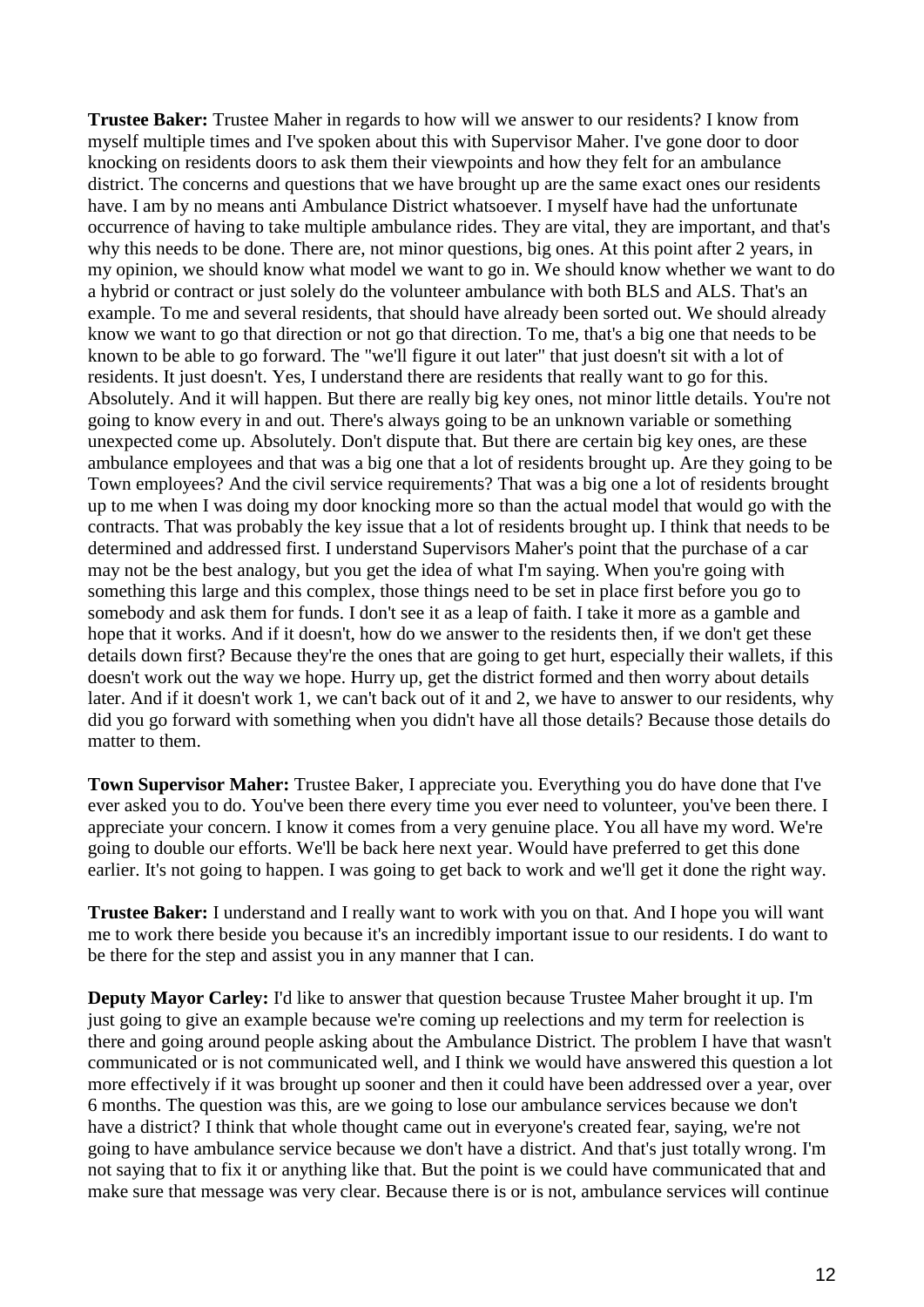**Trustee Baker:** Trustee Maher in regards to how will we answer to our residents? I know from myself multiple times and I've spoken about this with Supervisor Maher. I've gone door to door knocking on residents doors to ask them their viewpoints and how they felt for an ambulance district. The concerns and questions that we have brought up are the same exact ones our residents have. I am by no means anti Ambulance District whatsoever. I myself have had the unfortunate occurrence of having to take multiple ambulance rides. They are vital, they are important, and that's why this needs to be done. There are, not minor questions, big ones. At this point after 2 years, in my opinion, we should know what model we want to go in. We should know whether we want to do a hybrid or contract or just solely do the volunteer ambulance with both BLS and ALS. That's an example. To me and several residents, that should have already been sorted out. We should already know we want to go that direction or not go that direction. To me, that's a big one that needs to be known to be able to go forward. The "we'll figure it out later" that just doesn't sit with a lot of residents. It just doesn't. Yes, I understand there are residents that really want to go for this. Absolutely. And it will happen. But there are really big key ones, not minor little details. You're not going to know every in and out. There's always going to be an unknown variable or something unexpected come up. Absolutely. Don't dispute that. But there are certain big key ones, are these ambulance employees and that was a big one that a lot of residents brought up. Are they going to be Town employees? And the civil service requirements? That was a big one a lot of residents brought up to me when I was doing my door knocking more so than the actual model that would go with the contracts. That was probably the key issue that a lot of residents brought up. I think that needs to be determined and addressed first. I understand Supervisors Maher's point that the purchase of a car may not be the best analogy, but you get the idea of what I'm saying. When you're going with something this large and this complex, those things need to be set in place first before you go to somebody and ask them for funds. I don't see it as a leap of faith. I take it more as a gamble and hope that it works. And if it doesn't, how do we answer to the residents then, if we don't get these details down first? Because they're the ones that are going to get hurt, especially their wallets, if this doesn't work out the way we hope. Hurry up, get the district formed and then worry about details later. And if it doesn't work 1, we can't back out of it and 2, we have to answer to our residents, why did you go forward with something when you didn't have all those details? Because those details do matter to them.

**Town Supervisor Maher:** Trustee Baker, I appreciate you. Everything you do have done that I've ever asked you to do. You've been there every time you ever need to volunteer, you've been there. I appreciate your concern. I know it comes from a very genuine place. You all have my word. We're going to double our efforts. We'll be back here next year. Would have preferred to get this done earlier. It's not going to happen. I was going to get back to work and we'll get it done the right way.

**Trustee Baker:** I understand and I really want to work with you on that. And I hope you will want me to work there beside you because it's an incredibly important issue to our residents. I do want to be there for the step and assist you in any manner that I can.

**Deputy Mayor Carley:** I'd like to answer that question because Trustee Maher brought it up. I'm just going to give an example because we're coming up reelections and my term for reelection is there and going around people asking about the Ambulance District. The problem I have that wasn't communicated or is not communicated well, and I think we would have answered this question a lot more effectively if it was brought up sooner and then it could have been addressed over a year, over 6 months. The question was this, are we going to lose our ambulance services because we don't have a district? I think that whole thought came out in everyone's created fear, saying, we're not going to have ambulance service because we don't have a district. And that's just totally wrong. I'm not saying that to fix it or anything like that. But the point is we could have communicated that and make sure that message was very clear. Because there is or is not, ambulance services will continue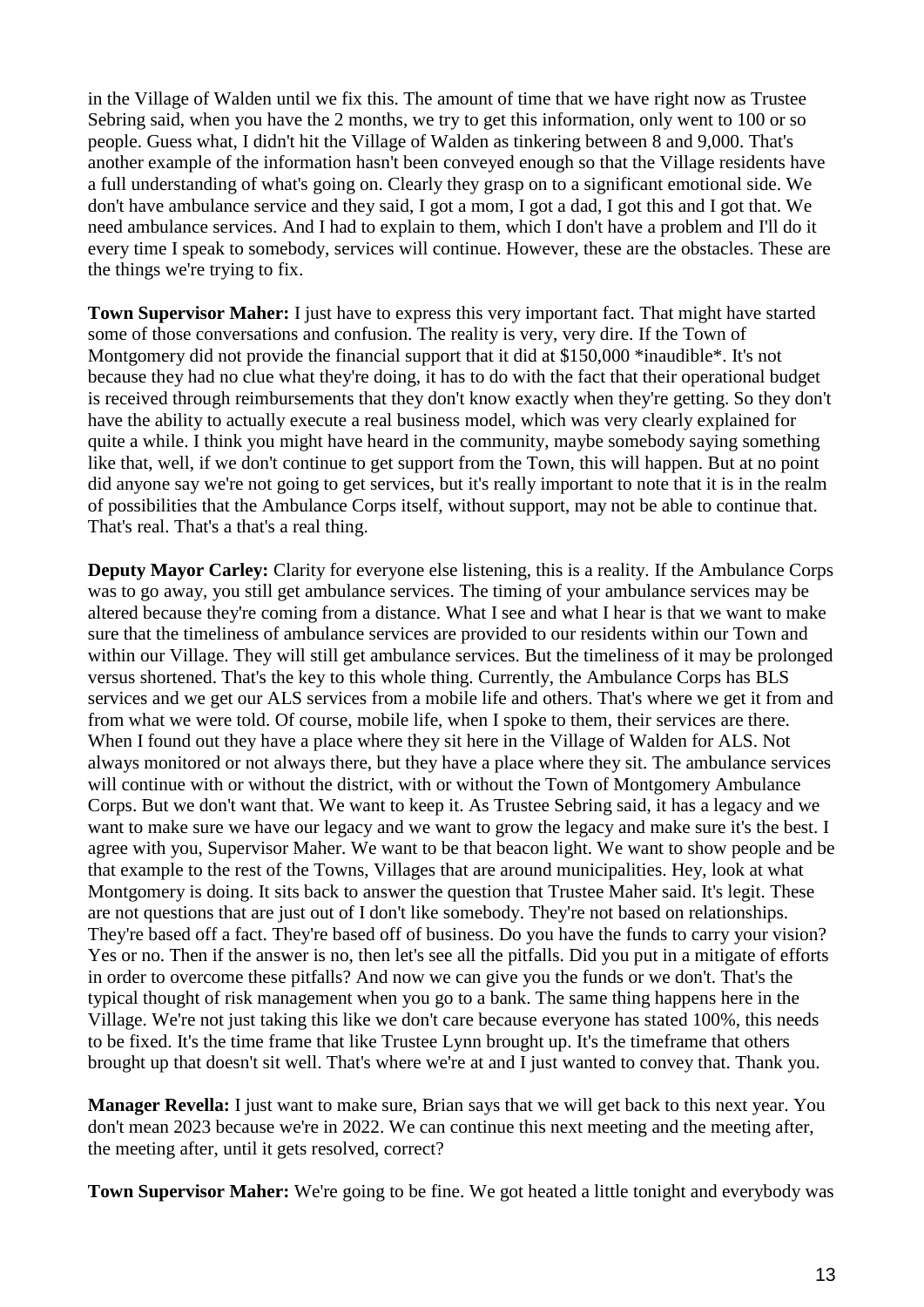in the Village of Walden until we fix this. The amount of time that we have right now as Trustee Sebring said, when you have the 2 months, we try to get this information, only went to 100 or so people. Guess what, I didn't hit the Village of Walden as tinkering between 8 and 9,000. That's another example of the information hasn't been conveyed enough so that the Village residents have a full understanding of what's going on. Clearly they grasp on to a significant emotional side. We don't have ambulance service and they said, I got a mom, I got a dad, I got this and I got that. We need ambulance services. And I had to explain to them, which I don't have a problem and I'll do it every time I speak to somebody, services will continue. However, these are the obstacles. These are the things we're trying to fix.

**Town Supervisor Maher:** I just have to express this very important fact. That might have started some of those conversations and confusion. The reality is very, very dire. If the Town of Montgomery did not provide the financial support that it did at $150,000 *inaudible*. It's not because they had no clue what they're doing, it has to do with the fact that their operational budget is received through reimbursements that they don't know exactly when they're getting. So they don't have the ability to actually execute a real business model, which was very clearly explained for quite a while. I think you might have heard in the community, maybe somebody saying something like that, well, if we don't continue to get support from the Town, this will happen. But at no point did anyone say we're not going to get services, but it's really important to note that it is in the realm of possibilities that the Ambulance Corps itself, without support, may not be able to continue that. That's real. That's a that's a real thing.

**Deputy Mayor Carley:** Clarity for everyone else listening, this is a reality. If the Ambulance Corps was to go away, you still get ambulance services. The timing of your ambulance services may be altered because they're coming from a distance. What I see and what I hear is that we want to make sure that the timeliness of ambulance services are provided to our residents within our Town and within our Village. They will still get ambulance services. But the timeliness of it may be prolonged versus shortened. That's the key to this whole thing. Currently, the Ambulance Corps has BLS services and we get our ALS services from a mobile life and others. That's where we get it from and from what we were told. Of course, mobile life, when I spoke to them, their services are there. When I found out they have a place where they sit here in the Village of Walden for ALS. Not always monitored or not always there, but they have a place where they sit. The ambulance services will continue with or without the district, with or without the Town of Montgomery Ambulance Corps. But we don't want that. We want to keep it. As Trustee Sebring said, it has a legacy and we want to make sure we have our legacy and we want to grow the legacy and make sure it's the best. I agree with you, Supervisor Maher. We want to be that beacon light. We want to show people and be that example to the rest of the Towns, Villages that are around municipalities. Hey, look at what Montgomery is doing. It sits back to answer the question that Trustee Maher said. It's legit. These are not questions that are just out of I don't like somebody. They're not based on relationships. They're based off a fact. They're based off of business. Do you have the funds to carry your vision? Yes or no. Then if the answer is no, then let's see all the pitfalls. Did you put in a mitigate of efforts in order to overcome these pitfalls? And now we can give you the funds or we don't. That's the typical thought of risk management when you go to a bank. The same thing happens here in the Village. We're not just taking this like we don't care because everyone has stated 100%, this needs to be fixed. It's the time frame that like Trustee Lynn brought up. It's the timeframe that others brought up that doesn't sit well. That's where we're at and I just wanted to convey that. Thank you.

**Manager Revella:** I just want to make sure, Brian says that we will get back to this next year. You don't mean 2023 because we're in 2022. We can continue this next meeting and the meeting after, the meeting after, until it gets resolved, correct?

**Town Supervisor Maher:** We're going to be fine. We got heated a little tonight and everybody was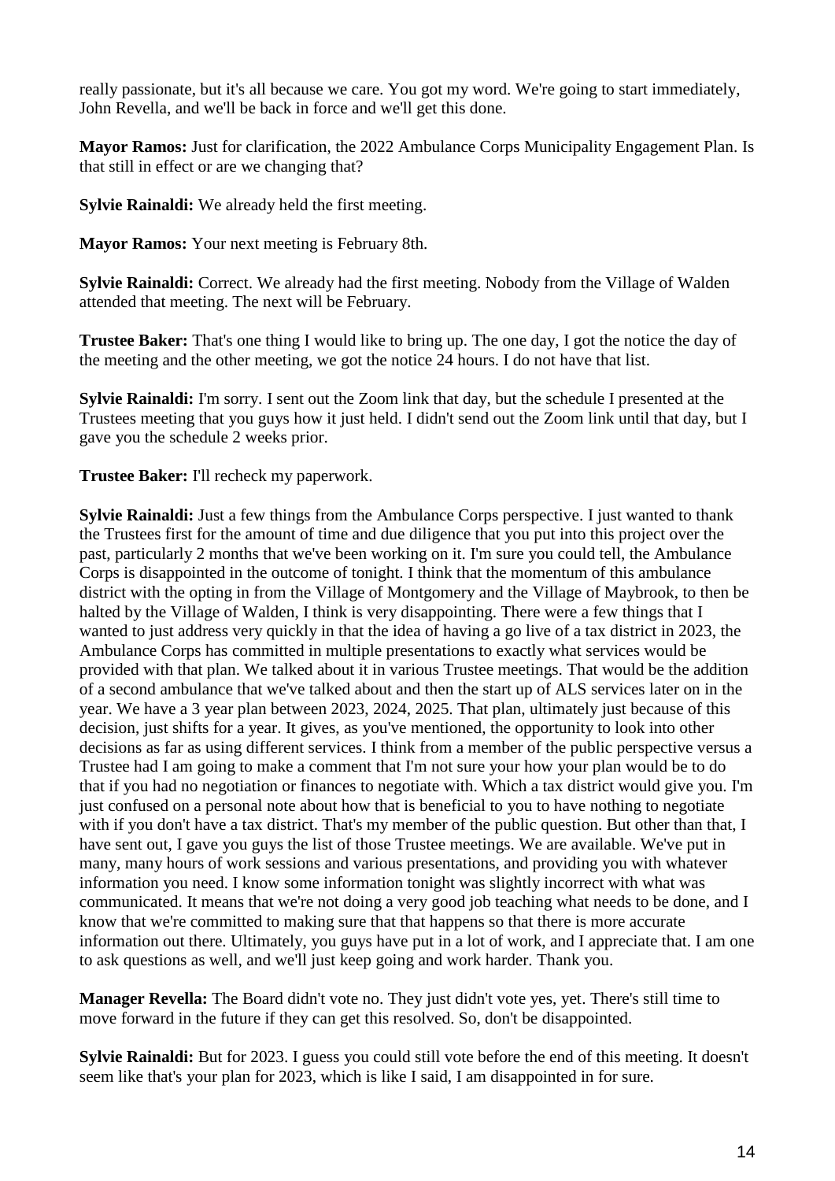really passionate, but it's all because we care. You got my word. We're going to start immediately, John Revella, and we'll be back in force and we'll get this done.

**Mayor Ramos:** Just for clarification, the 2022 Ambulance Corps Municipality Engagement Plan. Is that still in effect or are we changing that?

**Sylvie Rainaldi:** We already held the first meeting.

**Mayor Ramos:** Your next meeting is February 8th.

**Sylvie Rainaldi:** Correct. We already had the first meeting. Nobody from the Village of Walden attended that meeting. The next will be February.

**Trustee Baker:** That's one thing I would like to bring up. The one day, I got the notice the day of the meeting and the other meeting, we got the notice 24 hours. I do not have that list.

**Sylvie Rainaldi:** I'm sorry. I sent out the Zoom link that day, but the schedule I presented at the Trustees meeting that you guys how it just held. I didn't send out the Zoom link until that day, but I gave you the schedule 2 weeks prior.

**Trustee Baker:** I'll recheck my paperwork.

**Sylvie Rainaldi:** Just a few things from the Ambulance Corps perspective. I just wanted to thank the Trustees first for the amount of time and due diligence that you put into this project over the past, particularly 2 months that we've been working on it. I'm sure you could tell, the Ambulance Corps is disappointed in the outcome of tonight. I think that the momentum of this ambulance district with the opting in from the Village of Montgomery and the Village of Maybrook, to then be halted by the Village of Walden, I think is very disappointing. There were a few things that I wanted to just address very quickly in that the idea of having a go live of a tax district in 2023, the Ambulance Corps has committed in multiple presentations to exactly what services would be provided with that plan. We talked about it in various Trustee meetings. That would be the addition of a second ambulance that we've talked about and then the start up of ALS services later on in the year. We have a 3 year plan between 2023, 2024, 2025. That plan, ultimately just because of this decision, just shifts for a year. It gives, as you've mentioned, the opportunity to look into other decisions as far as using different services. I think from a member of the public perspective versus a Trustee had I am going to make a comment that I'm not sure your how your plan would be to do that if you had no negotiation or finances to negotiate with. Which a tax district would give you. I'm just confused on a personal note about how that is beneficial to you to have nothing to negotiate with if you don't have a tax district. That's my member of the public question. But other than that, I have sent out, I gave you guys the list of those Trustee meetings. We are available. We've put in many, many hours of work sessions and various presentations, and providing you with whatever information you need. I know some information tonight was slightly incorrect with what was communicated. It means that we're not doing a very good job teaching what needs to be done, and I know that we're committed to making sure that that happens so that there is more accurate information out there. Ultimately, you guys have put in a lot of work, and I appreciate that. I am one to ask questions as well, and we'll just keep going and work harder. Thank you.

**Manager Revella:** The Board didn't vote no. They just didn't vote yes, yet. There's still time to move forward in the future if they can get this resolved. So, don't be disappointed.

**Sylvie Rainaldi:** But for 2023. I guess you could still vote before the end of this meeting. It doesn't seem like that's your plan for 2023, which is like I said, I am disappointed in for sure.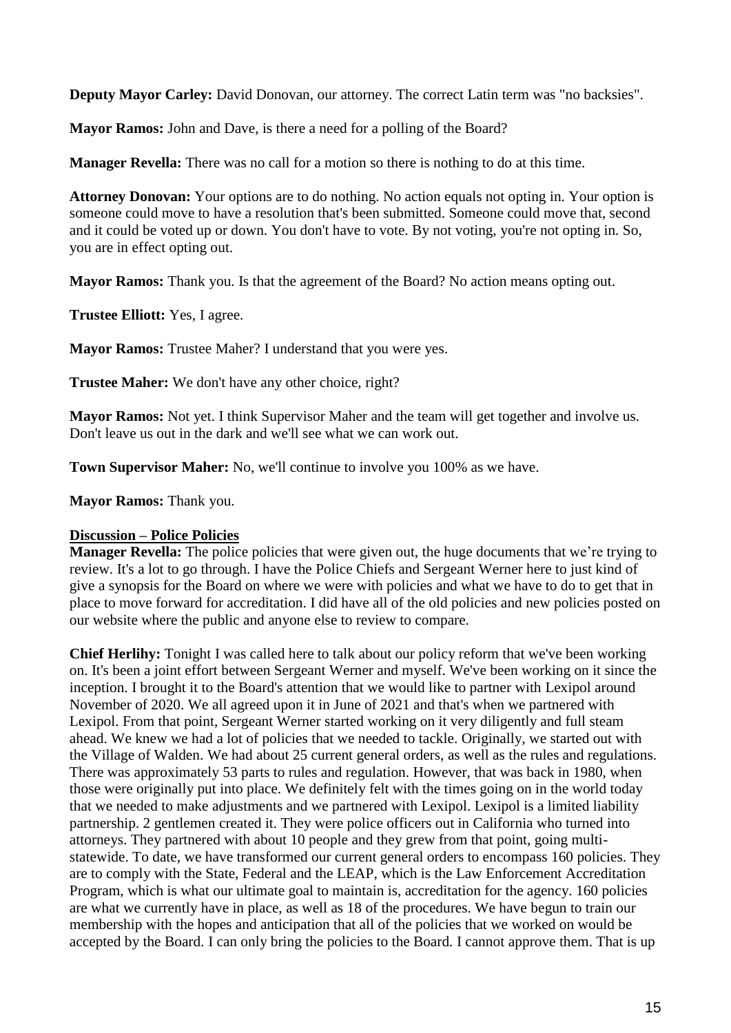**Deputy Mayor Carley:** David Donovan, our attorney. The correct Latin term was "no backsies".

**Mayor Ramos:** John and Dave, is there a need for a polling of the Board?

**Manager Revella:** There was no call for a motion so there is nothing to do at this time.

**Attorney Donovan:** Your options are to do nothing. No action equals not opting in. Your option is someone could move to have a resolution that's been submitted. Someone could move that, second and it could be voted up or down. You don't have to vote. By not voting, you're not opting in. So, you are in effect opting out.

**Mayor Ramos:** Thank you. Is that the agreement of the Board? No action means opting out.

**Trustee Elliott:** Yes, I agree.

**Mayor Ramos:** Trustee Maher? I understand that you were yes.

**Trustee Maher:** We don't have any other choice, right?

**Mayor Ramos:** Not yet. I think Supervisor Maher and the team will get together and involve us. Don't leave us out in the dark and we'll see what we can work out.

**Town Supervisor Maher:** No, we'll continue to involve you 100% as we have.

**Mayor Ramos:** Thank you.

**Discussion – Police Policies**

**Manager Revella:** The police policies that were given out, the huge documents that we're trying to review. It's a lot to go through. I have the Police Chiefs and Sergeant Werner here to just kind of give a synopsis for the Board on where we were with policies and what we have to do to get that in place to move forward for accreditation. I did have all of the old policies and new policies posted on our website where the public and anyone else to review to compare.

**Chief Herlihy:** Tonight I was called here to talk about our policy reform that we've been working on. It's been a joint effort between Sergeant Werner and myself. We've been working on it since the inception. I brought it to the Board's attention that we would like to partner with Lexipol around November of 2020. We all agreed upon it in June of 2021 and that's when we partnered with Lexipol. From that point, Sergeant Werner started working on it very diligently and full steam ahead. We knew we had a lot of policies that we needed to tackle. Originally, we started out with the Village of Walden. We had about 25 current general orders, as well as the rules and regulations. There was approximately 53 parts to rules and regulation. However, that was back in 1980, when those were originally put into place. We definitely felt with the times going on in the world today that we needed to make adjustments and we partnered with Lexipol. Lexipol is a limited liability partnership. 2 gentlemen created it. They were police officers out in California who turned into attorneys. They partnered with about 10 people and they grew from that point, going multi-statewide. To date, we have transformed our current general orders to encompass 160 policies. They are to comply with the State, Federal and the LEAP, which is the Law Enforcement Accreditation Program, which is what our ultimate goal to maintain is, accreditation for the agency. 160 policies are what we currently have in place, as well as 18 of the procedures. We have begun to train our membership with the hopes and anticipation that all of the policies that we worked on would be accepted by the Board. I can only bring the policies to the Board. I cannot approve them. That is up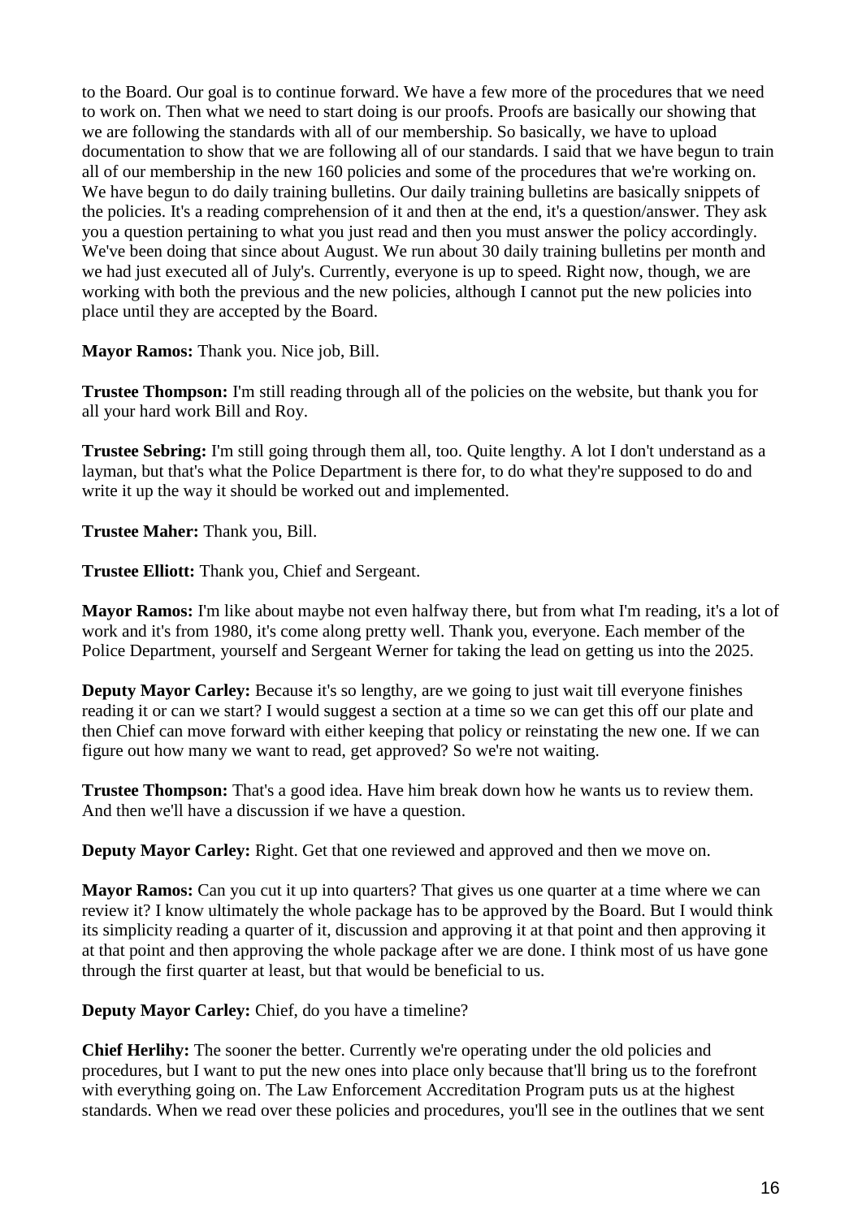to the Board. Our goal is to continue forward. We have a few more of the procedures that we need to work on. Then what we need to start doing is our proofs. Proofs are basically our showing that we are following the standards with all of our membership. So basically, we have to upload documentation to show that we are following all of our standards. I said that we have begun to train all of our membership in the new 160 policies and some of the procedures that we're working on. We have begun to do daily training bulletins. Our daily training bulletins are basically snippets of the policies. It's a reading comprehension of it and then at the end, it's a question/answer. They ask you a question pertaining to what you just read and then you must answer the policy accordingly. We've been doing that since about August. We run about 30 daily training bulletins per month and we had just executed all of July's. Currently, everyone is up to speed. Right now, though, we are working with both the previous and the new policies, although I cannot put the new policies into place until they are accepted by the Board.

**Mayor Ramos:** Thank you. Nice job, Bill.

**Trustee Thompson:** I'm still reading through all of the policies on the website, but thank you for all your hard work Bill and Roy.

**Trustee Sebring:** I'm still going through them all, too. Quite lengthy. A lot I don't understand as a layman, but that's what the Police Department is there for, to do what they're supposed to do and write it up the way it should be worked out and implemented.

**Trustee Maher:** Thank you, Bill.

**Trustee Elliott:** Thank you, Chief and Sergeant.

**Mayor Ramos:** I'm like about maybe not even halfway there, but from what I'm reading, it's a lot of work and it's from 1980, it's come along pretty well. Thank you, everyone. Each member of the Police Department, yourself and Sergeant Werner for taking the lead on getting us into the 2025.

**Deputy Mayor Carley:** Because it's so lengthy, are we going to just wait till everyone finishes reading it or can we start? I would suggest a section at a time so we can get this off our plate and then Chief can move forward with either keeping that policy or reinstating the new one. If we can figure out how many we want to read, get approved? So we're not waiting.

**Trustee Thompson:** That's a good idea. Have him break down how he wants us to review them. And then we'll have a discussion if we have a question.

**Deputy Mayor Carley:** Right. Get that one reviewed and approved and then we move on.

**Mayor Ramos:** Can you cut it up into quarters? That gives us one quarter at a time where we can review it? I know ultimately the whole package has to be approved by the Board. But I would think its simplicity reading a quarter of it, discussion and approving it at that point and then approving it at that point and then approving the whole package after we are done. I think most of us have gone through the first quarter at least, but that would be beneficial to us.

**Deputy Mayor Carley:** Chief, do you have a timeline?

**Chief Herlihy:** The sooner the better. Currently we're operating under the old policies and procedures, but I want to put the new ones into place only because that'll bring us to the forefront with everything going on. The Law Enforcement Accreditation Program puts us at the highest standards. When we read over these policies and procedures, you'll see in the outlines that we sent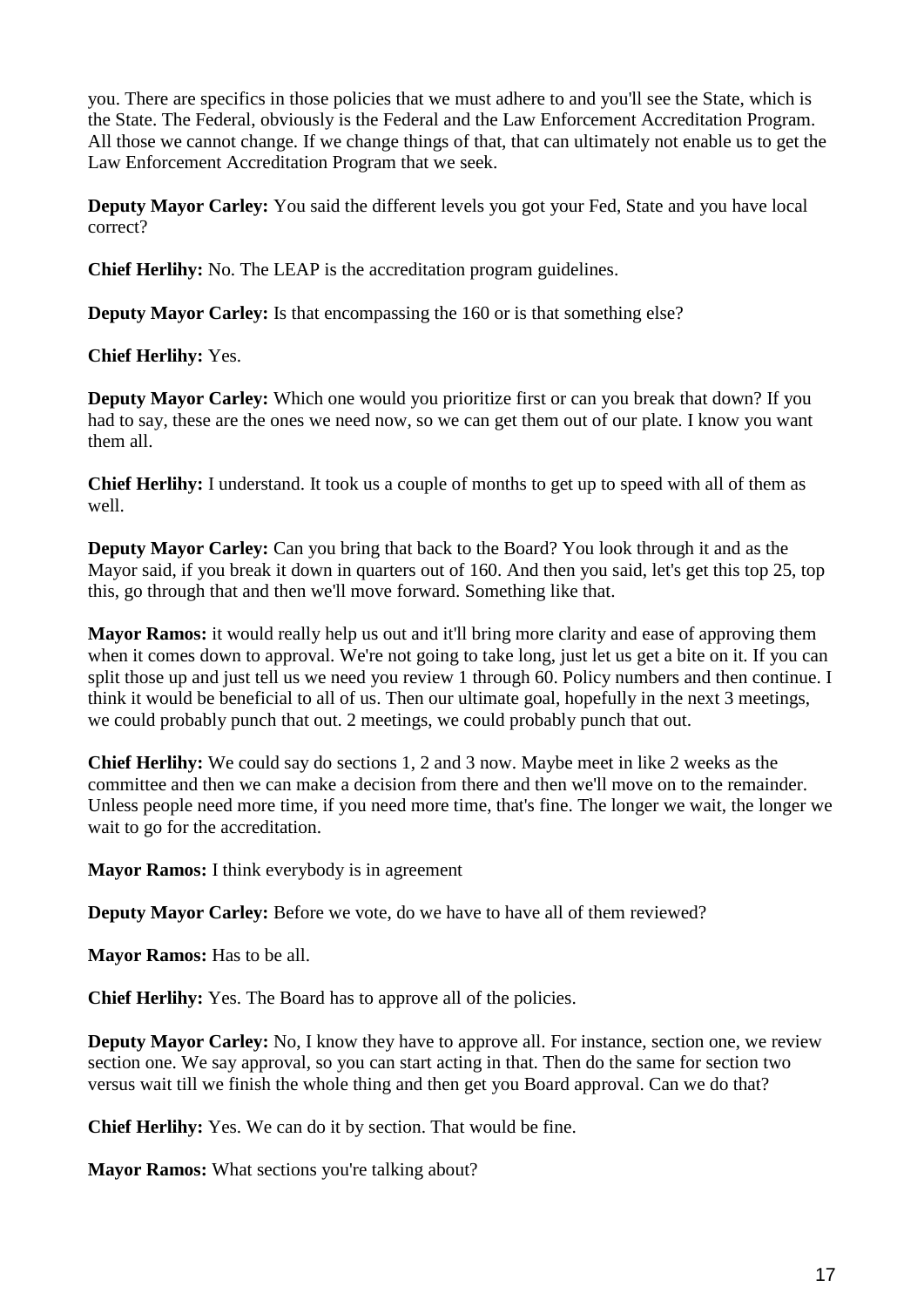you. There are specifics in those policies that we must adhere to and you'll see the State, which is the State. The Federal, obviously is the Federal and the Law Enforcement Accreditation Program. All those we cannot change. If we change things of that, that can ultimately not enable us to get the Law Enforcement Accreditation Program that we seek.

**Deputy Mayor Carley:** You said the different levels you got your Fed, State and you have local correct?

**Chief Herlihy:** No. The LEAP is the accreditation program guidelines.

**Deputy Mayor Carley:** Is that encompassing the 160 or is that something else?

**Chief Herlihy:** Yes.

**Deputy Mayor Carley:** Which one would you prioritize first or can you break that down? If you had to say, these are the ones we need now, so we can get them out of our plate. I know you want them all.

**Chief Herlihy:** I understand. It took us a couple of months to get up to speed with all of them as well.

**Deputy Mayor Carley:** Can you bring that back to the Board? You look through it and as the Mayor said, if you break it down in quarters out of 160. And then you said, let's get this top 25, top this, go through that and then we'll move forward. Something like that.

**Mayor Ramos:** it would really help us out and it'll bring more clarity and ease of approving them when it comes down to approval. We're not going to take long, just let us get a bite on it. If you can split those up and just tell us we need you review 1 through 60. Policy numbers and then continue. I think it would be beneficial to all of us. Then our ultimate goal, hopefully in the next 3 meetings, we could probably punch that out. 2 meetings, we could probably punch that out.

**Chief Herlihy:** We could say do sections 1, 2 and 3 now. Maybe meet in like 2 weeks as the committee and then we can make a decision from there and then we'll move on to the remainder. Unless people need more time, if you need more time, that's fine. The longer we wait, the longer we wait to go for the accreditation.

**Mayor Ramos:** I think everybody is in agreement

**Deputy Mayor Carley:** Before we vote, do we have to have all of them reviewed?

**Mayor Ramos:** Has to be all.

**Chief Herlihy:** Yes. The Board has to approve all of the policies.

**Deputy Mayor Carley:** No, I know they have to approve all. For instance, section one, we review section one. We say approval, so you can start acting in that. Then do the same for section two versus wait till we finish the whole thing and then get you Board approval. Can we do that?

**Chief Herlihy:** Yes. We can do it by section. That would be fine.

**Mayor Ramos:** What sections you're talking about?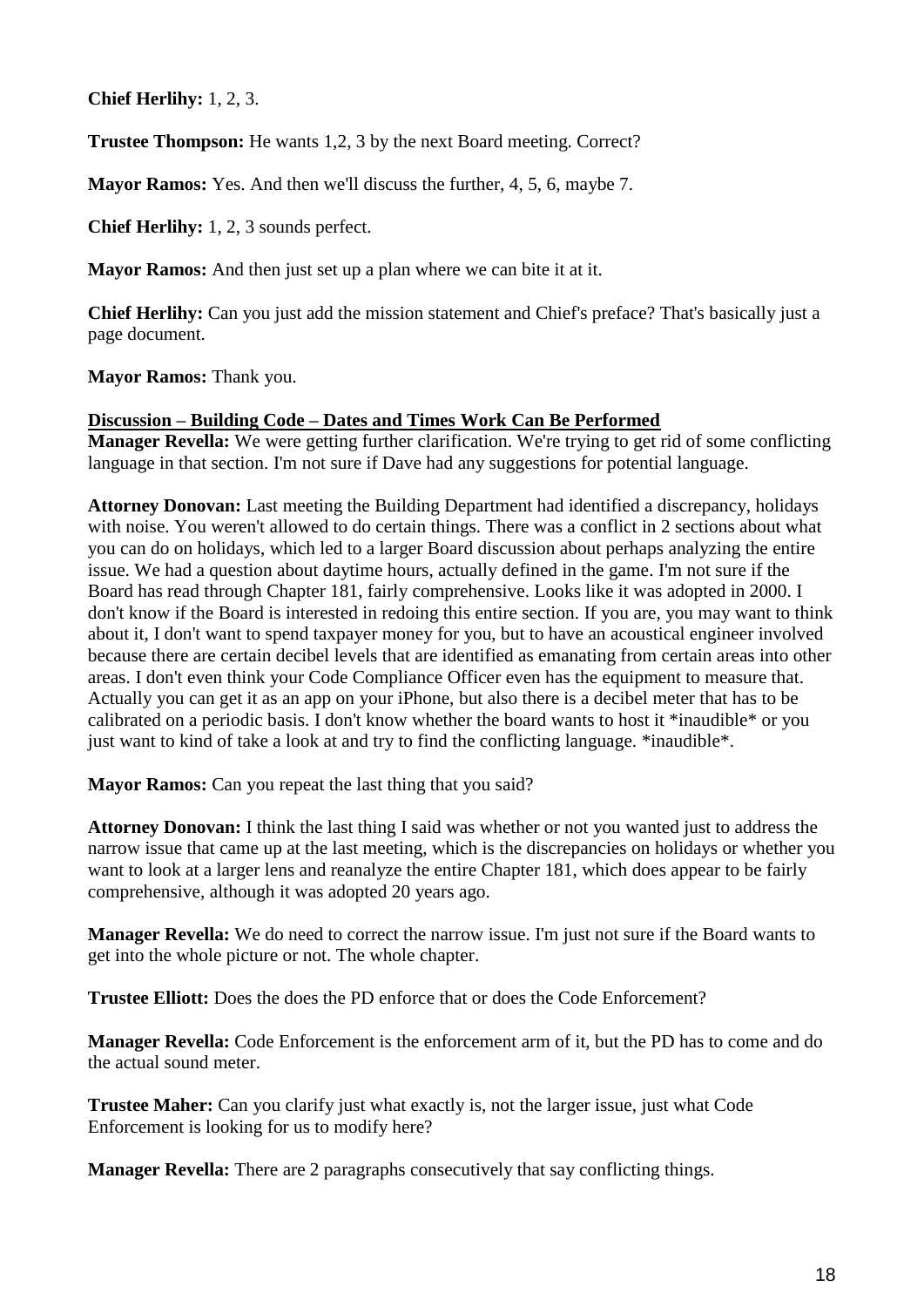**Chief Herlihy:** 1, 2, 3.

**Trustee Thompson:** He wants 1,2, 3 by the next Board meeting. Correct?

**Mayor Ramos:** Yes. And then we'll discuss the further, 4, 5, 6, maybe 7.

**Chief Herlihy:** 1, 2, 3 sounds perfect.

**Mayor Ramos:** And then just set up a plan where we can bite it at it.

**Chief Herlihy:** Can you just add the mission statement and Chief's preface? That's basically just a page document.

**Mayor Ramos:** Thank you.

**Discussion – Building Code – Dates and Times Work Can Be Performed**

**Manager Revella:** We were getting further clarification. We're trying to get rid of some conflicting language in that section. I'm not sure if Dave had any suggestions for potential language.

**Attorney Donovan:** Last meeting the Building Department had identified a discrepancy, holidays with noise. You weren't allowed to do certain things. There was a conflict in 2 sections about what you can do on holidays, which led to a larger Board discussion about perhaps analyzing the entire issue. We had a question about daytime hours, actually defined in the game. I'm not sure if the Board has read through Chapter 181, fairly comprehensive. Looks like it was adopted in 2000. I don't know if the Board is interested in redoing this entire section. If you are, you may want to think about it, I don't want to spend taxpayer money for you, but to have an acoustical engineer involved because there are certain decibel levels that are identified as emanating from certain areas into other areas. I don't even think your Code Compliance Officer even has the equipment to measure that. Actually you can get it as an app on your iPhone, but also there is a decibel meter that has to be calibrated on a periodic basis. I don't know whether the board wants to host it *inaudible* or you just want to kind of take a look at and try to find the conflicting language. *inaudible*.

**Mayor Ramos:** Can you repeat the last thing that you said?

**Attorney Donovan:** I think the last thing I said was whether or not you wanted just to address the narrow issue that came up at the last meeting, which is the discrepancies on holidays or whether you want to look at a larger lens and reanalyze the entire Chapter 181, which does appear to be fairly comprehensive, although it was adopted 20 years ago.

**Manager Revella:** We do need to correct the narrow issue. I'm just not sure if the Board wants to get into the whole picture or not. The whole chapter.

**Trustee Elliott:** Does the does the PD enforce that or does the Code Enforcement?

**Manager Revella:** Code Enforcement is the enforcement arm of it, but the PD has to come and do the actual sound meter.

**Trustee Maher:** Can you clarify just what exactly is, not the larger issue, just what Code Enforcement is looking for us to modify here?

**Manager Revella:** There are 2 paragraphs consecutively that say conflicting things.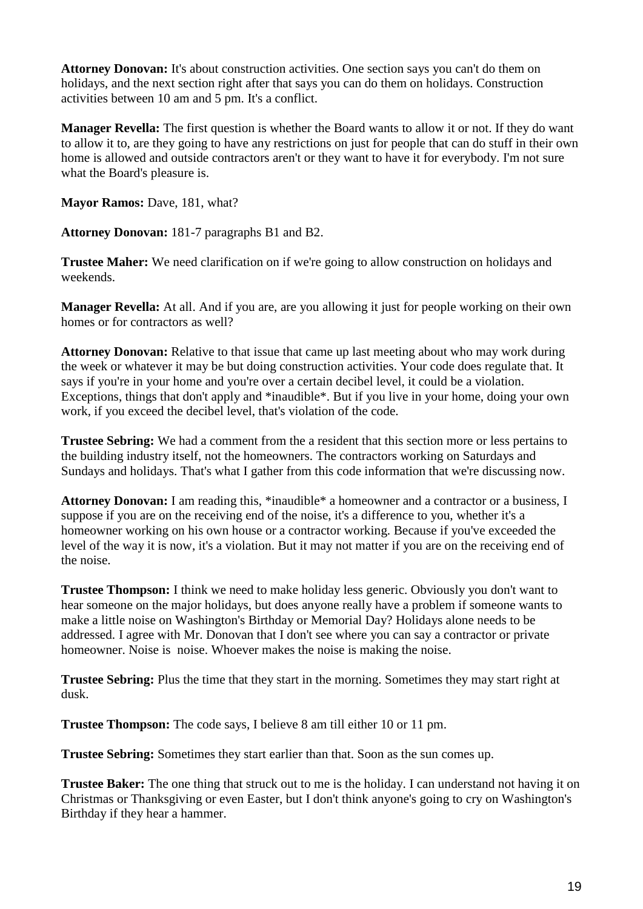**Attorney Donovan:** It's about construction activities. One section says you can't do them on holidays, and the next section right after that says you can do them on holidays. Construction activities between 10 am and 5 pm. It's a conflict.

**Manager Revella:** The first question is whether the Board wants to allow it or not. If they do want to allow it to, are they going to have any restrictions on just for people that can do stuff in their own home is allowed and outside contractors aren't or they want to have it for everybody. I'm not sure what the Board's pleasure is.

**Mayor Ramos:** Dave, 181, what?

**Attorney Donovan:** 181-7 paragraphs B1 and B2.

**Trustee Maher:** We need clarification on if we're going to allow construction on holidays and weekends.

**Manager Revella:** At all. And if you are, are you allowing it just for people working on their own homes or for contractors as well?

**Attorney Donovan:** Relative to that issue that came up last meeting about who may work during the week or whatever it may be but doing construction activities. Your code does regulate that. It says if you're in your home and you're over a certain decibel level, it could be a violation. Exceptions, things that don't apply and *inaudible*. But if you live in your home, doing your own work, if you exceed the decibel level, that's violation of the code.

**Trustee Sebring:** We had a comment from the a resident that this section more or less pertains to the building industry itself, not the homeowners. The contractors working on Saturdays and Sundays and holidays. That's what I gather from this code information that we're discussing now.

**Attorney Donovan:** I am reading this, *inaudible* a homeowner and a contractor or a business, I suppose if you are on the receiving end of the noise, it's a difference to you, whether it's a homeowner working on his own house or a contractor working. Because if you've exceeded the level of the way it is now, it's a violation. But it may not matter if you are on the receiving end of the noise.

**Trustee Thompson:** I think we need to make holiday less generic. Obviously you don't want to hear someone on the major holidays, but does anyone really have a problem if someone wants to make a little noise on Washington's Birthday or Memorial Day? Holidays alone needs to be addressed. I agree with Mr. Donovan that I don't see where you can say a contractor or private homeowner. Noise is noise. Whoever makes the noise is making the noise.

**Trustee Sebring:** Plus the time that they start in the morning. Sometimes they may start right at dusk.

**Trustee Thompson:** The code says, I believe 8 am till either 10 or 11 pm.

**Trustee Sebring:** Sometimes they start earlier than that. Soon as the sun comes up.

**Trustee Baker:** The one thing that struck out to me is the holiday. I can understand not having it on Christmas or Thanksgiving or even Easter, but I don't think anyone's going to cry on Washington's Birthday if they hear a hammer.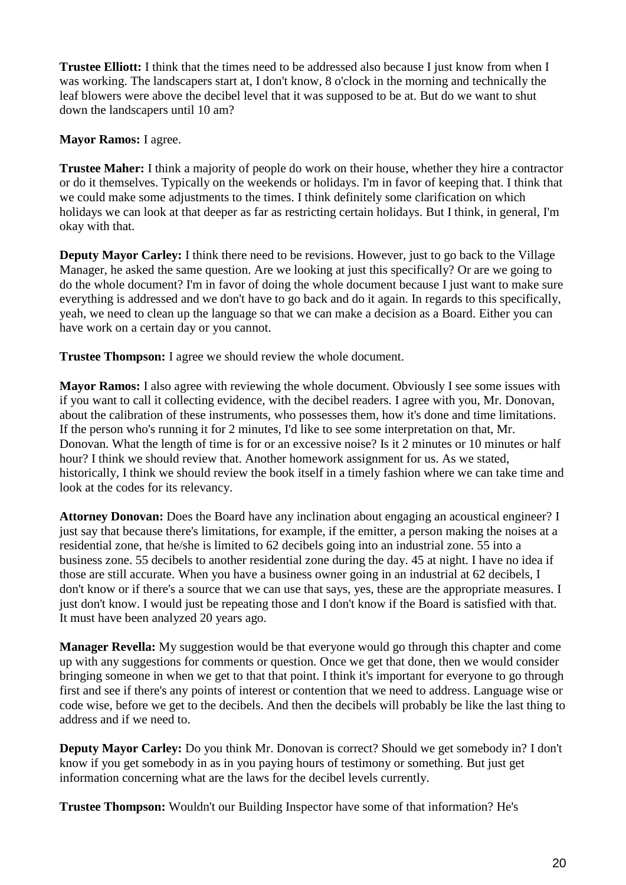**Trustee Elliott:** I think that the times need to be addressed also because I just know from when I was working. The landscapers start at, I don't know, 8 o'clock in the morning and technically the leaf blowers were above the decibel level that it was supposed to be at. But do we want to shut down the landscapers until 10 am?

**Mayor Ramos:** I agree.

**Trustee Maher:** I think a majority of people do work on their house, whether they hire a contractor or do it themselves. Typically on the weekends or holidays. I'm in favor of keeping that. I think that we could make some adjustments to the times. I think definitely some clarification on which holidays we can look at that deeper as far as restricting certain holidays. But I think, in general, I'm okay with that.

**Deputy Mayor Carley:** I think there need to be revisions. However, just to go back to the Village Manager, he asked the same question. Are we looking at just this specifically? Or are we going to do the whole document? I'm in favor of doing the whole document because I just want to make sure everything is addressed and we don't have to go back and do it again. In regards to this specifically, yeah, we need to clean up the language so that we can make a decision as a Board. Either you can have work on a certain day or you cannot.

**Trustee Thompson:** I agree we should review the whole document.

**Mayor Ramos:** I also agree with reviewing the whole document. Obviously I see some issues with if you want to call it collecting evidence, with the decibel readers. I agree with you, Mr. Donovan, about the calibration of these instruments, who possesses them, how it's done and time limitations. If the person who's running it for 2 minutes, I'd like to see some interpretation on that, Mr. Donovan. What the length of time is for or an excessive noise? Is it 2 minutes or 10 minutes or half hour? I think we should review that. Another homework assignment for us. As we stated, historically, I think we should review the book itself in a timely fashion where we can take time and look at the codes for its relevancy.

**Attorney Donovan:** Does the Board have any inclination about engaging an acoustical engineer? I just say that because there's limitations, for example, if the emitter, a person making the noises at a residential zone, that he/she is limited to 62 decibels going into an industrial zone. 55 into a business zone. 55 decibels to another residential zone during the day. 45 at night. I have no idea if those are still accurate. When you have a business owner going in an industrial at 62 decibels, I don't know or if there's a source that we can use that says, yes, these are the appropriate measures. I just don't know. I would just be repeating those and I don't know if the Board is satisfied with that. It must have been analyzed 20 years ago.

**Manager Revella:** My suggestion would be that everyone would go through this chapter and come up with any suggestions for comments or question. Once we get that done, then we would consider bringing someone in when we get to that that point. I think it's important for everyone to go through first and see if there's any points of interest or contention that we need to address. Language wise or code wise, before we get to the decibels. And then the decibels will probably be like the last thing to address and if we need to.

**Deputy Mayor Carley:** Do you think Mr. Donovan is correct? Should we get somebody in? I don't know if you get somebody in as in you paying hours of testimony or something. But just get information concerning what are the laws for the decibel levels currently.

**Trustee Thompson:** Wouldn't our Building Inspector have some of that information? He's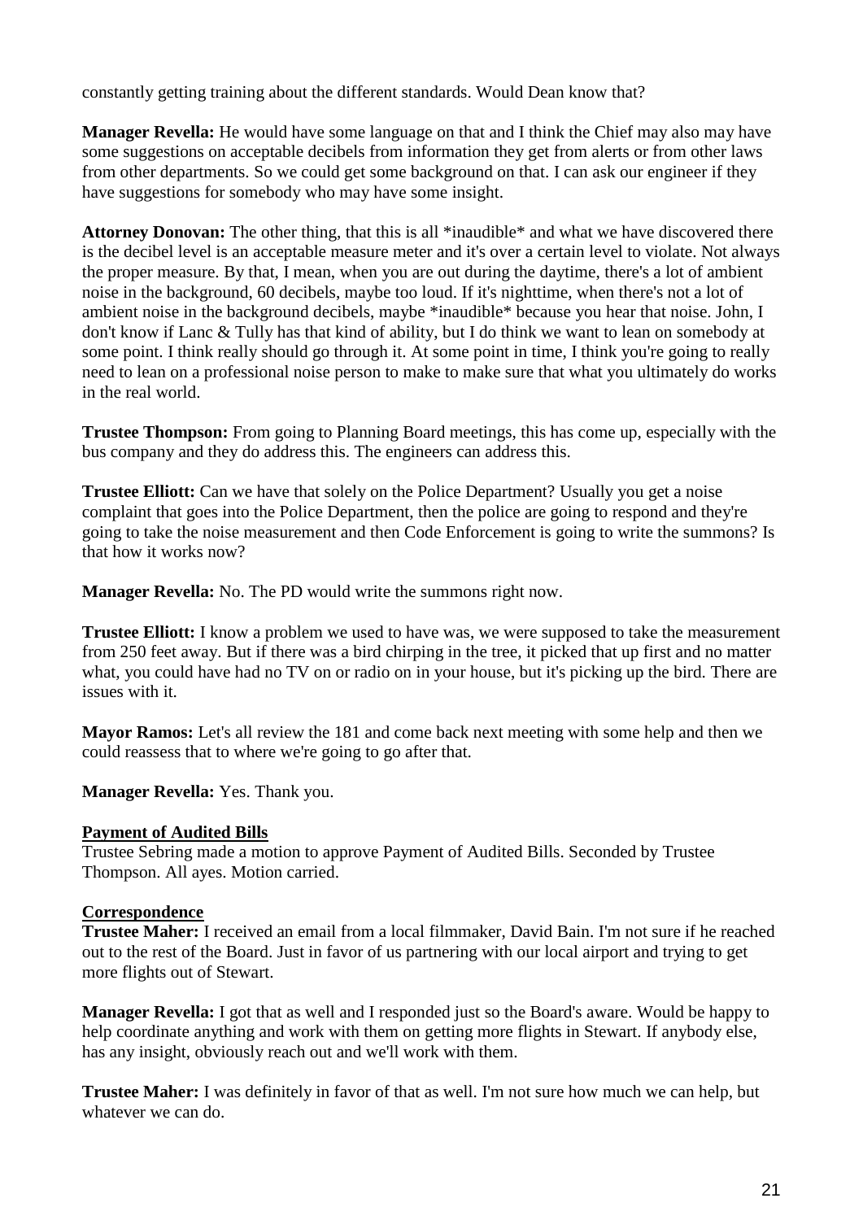constantly getting training about the different standards. Would Dean know that?

**Manager Revella:** He would have some language on that and I think the Chief may also may have some suggestions on acceptable decibels from information they get from alerts or from other laws from other departments. So we could get some background on that. I can ask our engineer if they have suggestions for somebody who may have some insight.

**Attorney Donovan:** The other thing, that this is all *inaudible* and what we have discovered there is the decibel level is an acceptable measure meter and it's over a certain level to violate. Not always the proper measure. By that, I mean, when you are out during the daytime, there's a lot of ambient noise in the background, 60 decibels, maybe too loud. If it's nighttime, when there's not a lot of ambient noise in the background decibels, maybe *inaudible* because you hear that noise. John, I don't know if Lanc & Tully has that kind of ability, but I do think we want to lean on somebody at some point. I think really should go through it. At some point in time, I think you're going to really need to lean on a professional noise person to make to make sure that what you ultimately do works in the real world.

**Trustee Thompson:** From going to Planning Board meetings, this has come up, especially with the bus company and they do address this. The engineers can address this.

**Trustee Elliott:** Can we have that solely on the Police Department? Usually you get a noise complaint that goes into the Police Department, then the police are going to respond and they're going to take the noise measurement and then Code Enforcement is going to write the summons? Is that how it works now?

**Manager Revella:** No. The PD would write the summons right now.

**Trustee Elliott:** I know a problem we used to have was, we were supposed to take the measurement from 250 feet away. But if there was a bird chirping in the tree, it picked that up first and no matter what, you could have had no TV on or radio on in your house, but it's picking up the bird. There are issues with it.

**Mayor Ramos:** Let's all review the 181 and come back next meeting with some help and then we could reassess that to where we're going to go after that.

**Manager Revella:** Yes. Thank you.

**Payment of Audited Bills**

Trustee Sebring made a motion to approve Payment of Audited Bills. Seconded by Trustee Thompson. All ayes. Motion carried.

**Correspondence**

**Trustee Maher:** I received an email from a local filmmaker, David Bain. I'm not sure if he reached out to the rest of the Board. Just in favor of us partnering with our local airport and trying to get more flights out of Stewart.

**Manager Revella:** I got that as well and I responded just so the Board's aware. Would be happy to help coordinate anything and work with them on getting more flights in Stewart. If anybody else, has any insight, obviously reach out and we'll work with them.

**Trustee Maher:** I was definitely in favor of that as well. I'm not sure how much we can help, but whatever we can do.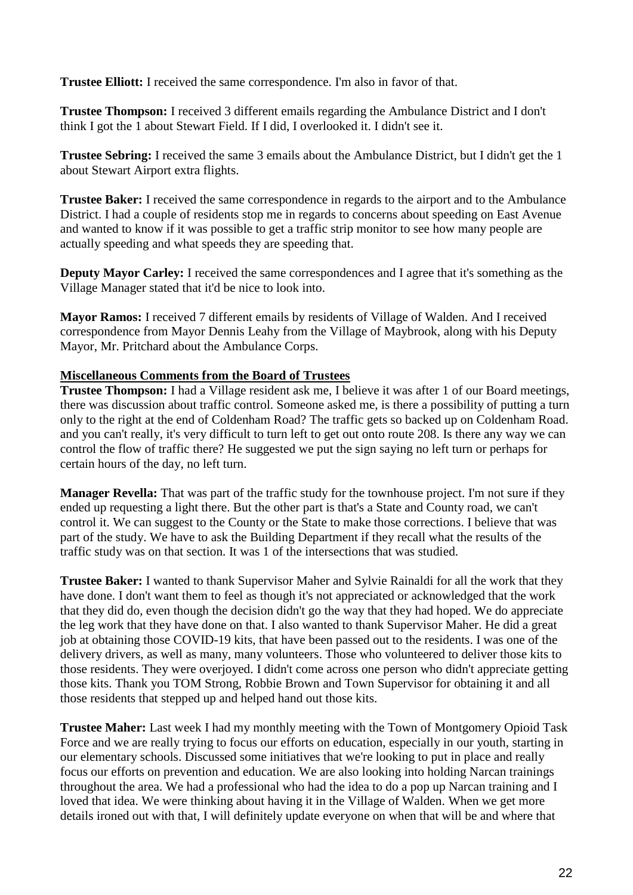**Trustee Elliott:** I received the same correspondence. I'm also in favor of that.

**Trustee Thompson:** I received 3 different emails regarding the Ambulance District and I don't think I got the 1 about Stewart Field. If I did, I overlooked it. I didn't see it.

**Trustee Sebring:** I received the same 3 emails about the Ambulance District, but I didn't get the 1 about Stewart Airport extra flights.

**Trustee Baker:** I received the same correspondence in regards to the airport and to the Ambulance District. I had a couple of residents stop me in regards to concerns about speeding on East Avenue and wanted to know if it was possible to get a traffic strip monitor to see how many people are actually speeding and what speeds they are speeding that.

**Deputy Mayor Carley:** I received the same correspondences and I agree that it's something as the Village Manager stated that it'd be nice to look into.

**Mayor Ramos:** I received 7 different emails by residents of Village of Walden. And I received correspondence from Mayor Dennis Leahy from the Village of Maybrook, along with his Deputy Mayor, Mr. Pritchard about the Ambulance Corps.

**Miscellaneous Comments from the Board of Trustees**

**Trustee Thompson:** I had a Village resident ask me, I believe it was after 1 of our Board meetings, there was discussion about traffic control. Someone asked me, is there a possibility of putting a turn only to the right at the end of Coldenham Road? The traffic gets so backed up on Coldenham Road. and you can't really, it's very difficult to turn left to get out onto route 208. Is there any way we can control the flow of traffic there? He suggested we put the sign saying no left turn or perhaps for certain hours of the day, no left turn.

**Manager Revella:** That was part of the traffic study for the townhouse project. I'm not sure if they ended up requesting a light there. But the other part is that's a State and County road, we can't control it. We can suggest to the County or the State to make those corrections. I believe that was part of the study. We have to ask the Building Department if they recall what the results of the traffic study was on that section. It was 1 of the intersections that was studied.

**Trustee Baker:** I wanted to thank Supervisor Maher and Sylvie Rainaldi for all the work that they have done. I don't want them to feel as though it's not appreciated or acknowledged that the work that they did do, even though the decision didn't go the way that they had hoped. We do appreciate the leg work that they have done on that. I also wanted to thank Supervisor Maher. He did a great job at obtaining those COVID-19 kits, that have been passed out to the residents. I was one of the delivery drivers, as well as many, many volunteers. Those who volunteered to deliver those kits to those residents. They were overjoyed. I didn't come across one person who didn't appreciate getting those kits. Thank you TOM Strong, Robbie Brown and Town Supervisor for obtaining it and all those residents that stepped up and helped hand out those kits.

**Trustee Maher:** Last week I had my monthly meeting with the Town of Montgomery Opioid Task Force and we are really trying to focus our efforts on education, especially in our youth, starting in our elementary schools. Discussed some initiatives that we're looking to put in place and really focus our efforts on prevention and education. We are also looking into holding Narcan trainings throughout the area. We had a professional who had the idea to do a pop up Narcan training and I loved that idea. We were thinking about having it in the Village of Walden. When we get more details ironed out with that, I will definitely update everyone on when that will be and where that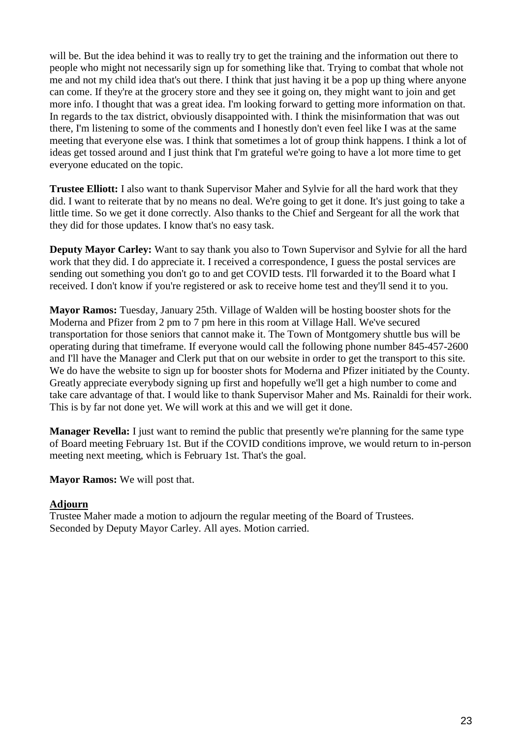will be. But the idea behind it was to really try to get the training and the information out there to people who might not necessarily sign up for something like that. Trying to combat that whole not me and not my child idea that's out there. I think that just having it be a pop up thing where anyone can come. If they're at the grocery store and they see it going on, they might want to join and get more info. I thought that was a great idea. I'm looking forward to getting more information on that. In regards to the tax district, obviously disappointed with. I think the misinformation that was out there, I'm listening to some of the comments and I honestly don't even feel like I was at the same meeting that everyone else was. I think that sometimes a lot of group think happens. I think a lot of ideas get tossed around and I just think that I'm grateful we're going to have a lot more time to get everyone educated on the topic.

**Trustee Elliott:** I also want to thank Supervisor Maher and Sylvie for all the hard work that they did. I want to reiterate that by no means no deal. We're going to get it done. It's just going to take a little time. So we get it done correctly. Also thanks to the Chief and Sergeant for all the work that they did for those updates. I know that's no easy task.

**Deputy Mayor Carley:** Want to say thank you also to Town Supervisor and Sylvie for all the hard work that they did. I do appreciate it. I received a correspondence, I guess the postal services are sending out something you don't go to and get COVID tests. I'll forwarded it to the Board what I received. I don't know if you're registered or ask to receive home test and they'll send it to you.

**Mayor Ramos:** Tuesday, January 25th. Village of Walden will be hosting booster shots for the Moderna and Pfizer from 2 pm to 7 pm here in this room at Village Hall. We've secured transportation for those seniors that cannot make it. The Town of Montgomery shuttle bus will be operating during that timeframe. If everyone would call the following phone number 845-457-2600 and I'll have the Manager and Clerk put that on our website in order to get the transport to this site. We do have the website to sign up for booster shots for Moderna and Pfizer initiated by the County. Greatly appreciate everybody signing up first and hopefully we'll get a high number to come and take care advantage of that. I would like to thank Supervisor Maher and Ms. Rainaldi for their work. This is by far not done yet. We will work at this and we will get it done.

**Manager Revella:** I just want to remind the public that presently we're planning for the same type of Board meeting February 1st. But if the COVID conditions improve, we would return to in-person meeting next meeting, which is February 1st. That's the goal.

**Mayor Ramos:** We will post that.

## Adjourn

Trustee Maher made a motion to adjourn the regular meeting of the Board of Trustees.
Seconded by Deputy Mayor Carley. All ayes. Motion carried.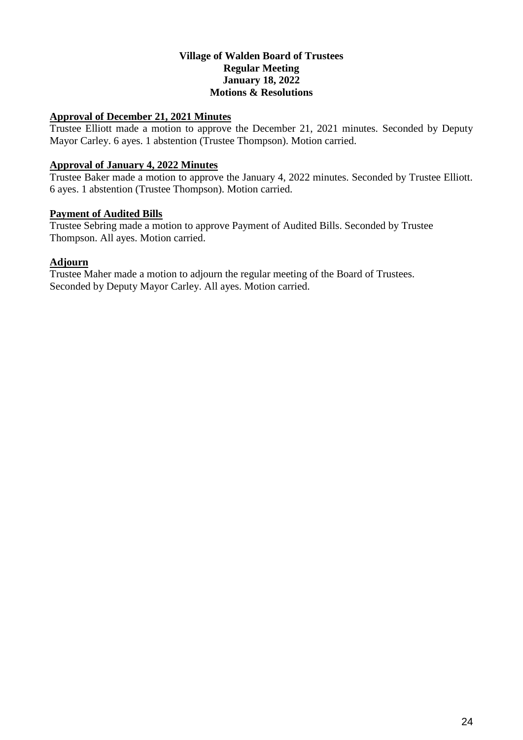**Village of Walden Board of Trustees**
**Regular Meeting**
**January 18, 2022**
**Motions & Resolutions**

**Approval of December 21, 2021 Minutes**

Trustee Elliott made a motion to approve the December 21, 2021 minutes. Seconded by Deputy Mayor Carley. 6 ayes. 1 abstention (Trustee Thompson). Motion carried.

**Approval of January 4, 2022 Minutes**

Trustee Baker made a motion to approve the January 4, 2022 minutes. Seconded by Trustee Elliott. 6 ayes. 1 abstention (Trustee Thompson). Motion carried.

**Payment of Audited Bills**

Trustee Sebring made a motion to approve Payment of Audited Bills. Seconded by Trustee Thompson. All ayes. Motion carried.

**Adjourn**

Trustee Maher made a motion to adjourn the regular meeting of the Board of Trustees. Seconded by Deputy Mayor Carley. All ayes. Motion carried.